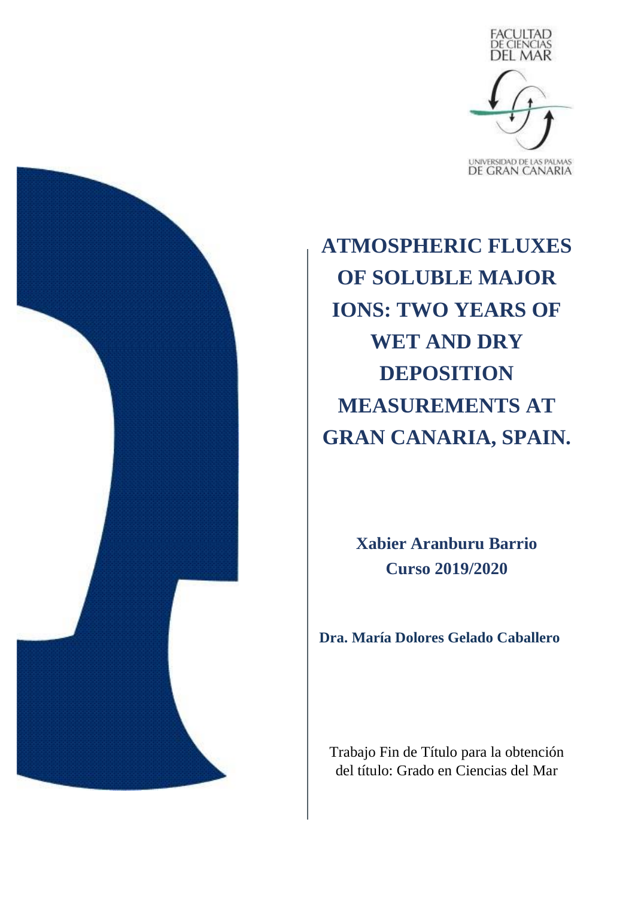FACULTAD DE CIENCIAS DEL MAR

UNIVERSIDAD DE LAS PALMAS DE GRAN CANARIA

# ATMOSPHERIC FLUXES OF SOLUBLE MAJOR IONS: TWO YEARS OF WET AND DRY DEPOSITION MEASUREMENTS AT GRAN CANARIA, SPAIN.

**Xabier Aranburu Barrio**
**Curso 2019/2020**

**Dra. María Dolores Gelado Caballero**

Trabajo Fin de Título para la obtención del título: Grado en Ciencias del Mar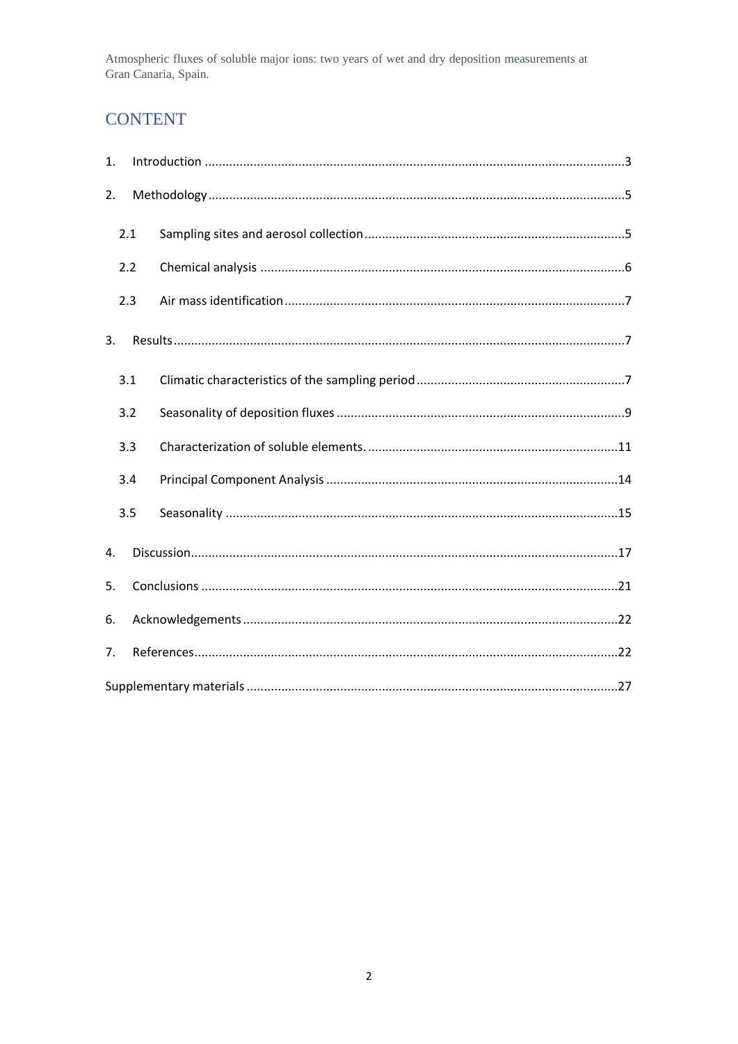# CONTENT

1. Introduction ......................................................................................................................3
2. Methodology .....................................................................................................................5
   - 2.1 Sampling sites and aerosol collection .........................................................................5
   - 2.2 Chemical analysis .......................................................................................................6
   - 2.3 Air mass identification ................................................................................................7
3. Results ...............................................................................................................................7
   - 3.1 Climatic characteristics of the sampling period ..........................................................7
   - 3.2 Seasonality of deposition fluxes .................................................................................9
   - 3.3 Characterization of soluble elements. .......................................................................11
   - 3.4 Principal Component Analysis ..................................................................................14
   - 3.5 Seasonality ...............................................................................................................15
4. Discussion ........................................................................................................................17
5. Conclusions .....................................................................................................................21
6. Acknowledgements .........................................................................................................22
7. References .......................................................................................................................22

Supplementary materials .......................................................................................................27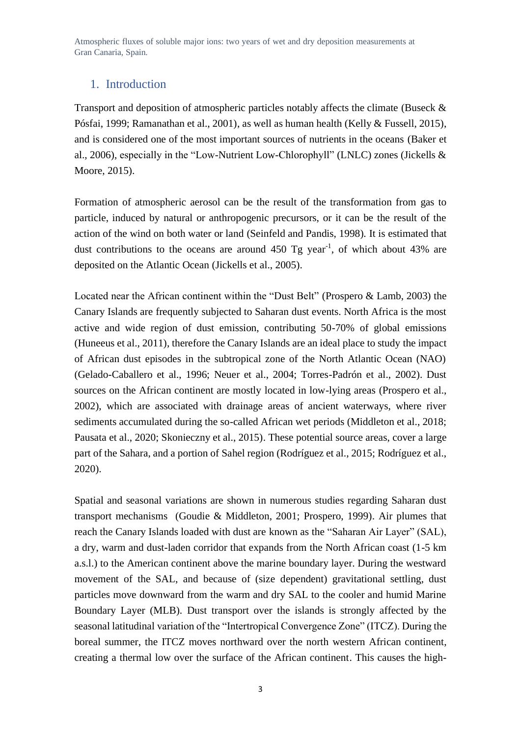## 1. Introduction

Transport and deposition of atmospheric particles notably affects the climate (Buseck & Pósfai, 1999; Ramanathan et al., 2001), as well as human health (Kelly & Fussell, 2015), and is considered one of the most important sources of nutrients in the oceans (Baker et al., 2006), especially in the "Low-Nutrient Low-Chlorophyll" (LNLC) zones (Jickells & Moore, 2015).

Formation of atmospheric aerosol can be the result of the transformation from gas to particle, induced by natural or anthropogenic precursors, or it can be the result of the action of the wind on both water or land (Seinfeld and Pandis, 1998). It is estimated that dust contributions to the oceans are around 450 Tg year$^{-1}$, of which about 43% are deposited on the Atlantic Ocean (Jickells et al., 2005).

Located near the African continent within the "Dust Belt" (Prospero & Lamb, 2003) the Canary Islands are frequently subjected to Saharan dust events. North Africa is the most active and wide region of dust emission, contributing 50-70% of global emissions (Huneeus et al., 2011), therefore the Canary Islands are an ideal place to study the impact of African dust episodes in the subtropical zone of the North Atlantic Ocean (NAO) (Gelado-Caballero et al., 1996; Neuer et al., 2004; Torres-Padrón et al., 2002). Dust sources on the African continent are mostly located in low-lying areas (Prospero et al., 2002), which are associated with drainage areas of ancient waterways, where river sediments accumulated during the so-called African wet periods (Middleton et al., 2018; Pausata et al., 2020; Skonieczny et al., 2015). These potential source areas, cover a large part of the Sahara, and a portion of Sahel region (Rodríguez et al., 2015; Rodríguez et al., 2020).

Spatial and seasonal variations are shown in numerous studies regarding Saharan dust transport mechanisms (Goudie & Middleton, 2001; Prospero, 1999). Air plumes that reach the Canary Islands loaded with dust are known as the "Saharan Air Layer" (SAL), a dry, warm and dust-laden corridor that expands from the North African coast (1-5 km a.s.l.) to the American continent above the marine boundary layer. During the westward movement of the SAL, and because of (size dependent) gravitational settling, dust particles move downward from the warm and dry SAL to the cooler and humid Marine Boundary Layer (MLB). Dust transport over the islands is strongly affected by the seasonal latitudinal variation of the "Intertropical Convergence Zone" (ITCZ). During the boreal summer, the ITCZ moves northward over the north western African continent, creating a thermal low over the surface of the African continent. This causes the high-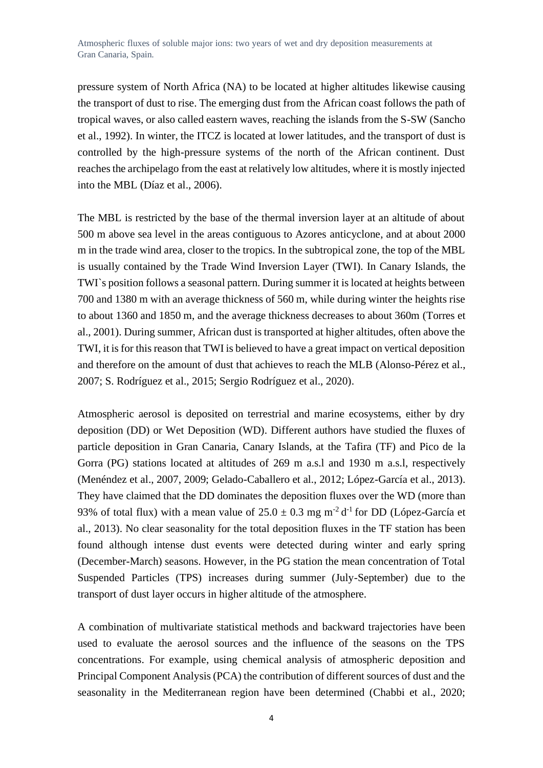pressure system of North Africa (NA) to be located at higher altitudes likewise causing the transport of dust to rise. The emerging dust from the African coast follows the path of tropical waves, or also called eastern waves, reaching the islands from the S-SW (Sancho et al., 1992). In winter, the ITCZ is located at lower latitudes, and the transport of dust is controlled by the high-pressure systems of the north of the African continent. Dust reaches the archipelago from the east at relatively low altitudes, where it is mostly injected into the MBL (Díaz et al., 2006).

The MBL is restricted by the base of the thermal inversion layer at an altitude of about 500 m above sea level in the areas contiguous to Azores anticyclone, and at about 2000 m in the trade wind area, closer to the tropics. In the subtropical zone, the top of the MBL is usually contained by the Trade Wind Inversion Layer (TWI). In Canary Islands, the TWI`s position follows a seasonal pattern. During summer it is located at heights between 700 and 1380 m with an average thickness of 560 m, while during winter the heights rise to about 1360 and 1850 m, and the average thickness decreases to about 360m (Torres et al., 2001). During summer, African dust is transported at higher altitudes, often above the TWI, it is for this reason that TWI is believed to have a great impact on vertical deposition and therefore on the amount of dust that achieves to reach the MLB (Alonso-Pérez et al., 2007; S. Rodríguez et al., 2015; Sergio Rodríguez et al., 2020).

Atmospheric aerosol is deposited on terrestrial and marine ecosystems, either by dry deposition (DD) or Wet Deposition (WD). Different authors have studied the fluxes of particle deposition in Gran Canaria, Canary Islands, at the Tafira (TF) and Pico de la Gorra (PG) stations located at altitudes of 269 m a.s.l and 1930 m a.s.l, respectively (Menéndez et al., 2007, 2009; Gelado-Caballero et al., 2012; López-García et al., 2013). They have claimed that the DD dominates the deposition fluxes over the WD (more than 93% of total flux) with a mean value of $25.0 \pm 0.3$ mg $m^{-2}$ $d^{-1}$ for DD (López-García et al., 2013). No clear seasonality for the total deposition fluxes in the TF station has been found although intense dust events were detected during winter and early spring (December-March) seasons. However, in the PG station the mean concentration of Total Suspended Particles (TPS) increases during summer (July-September) due to the transport of dust layer occurs in higher altitude of the atmosphere.

A combination of multivariate statistical methods and backward trajectories have been used to evaluate the aerosol sources and the influence of the seasons on the TPS concentrations. For example, using chemical analysis of atmospheric deposition and Principal Component Analysis (PCA) the contribution of different sources of dust and the seasonality in the Mediterranean region have been determined (Chabbi et al., 2020;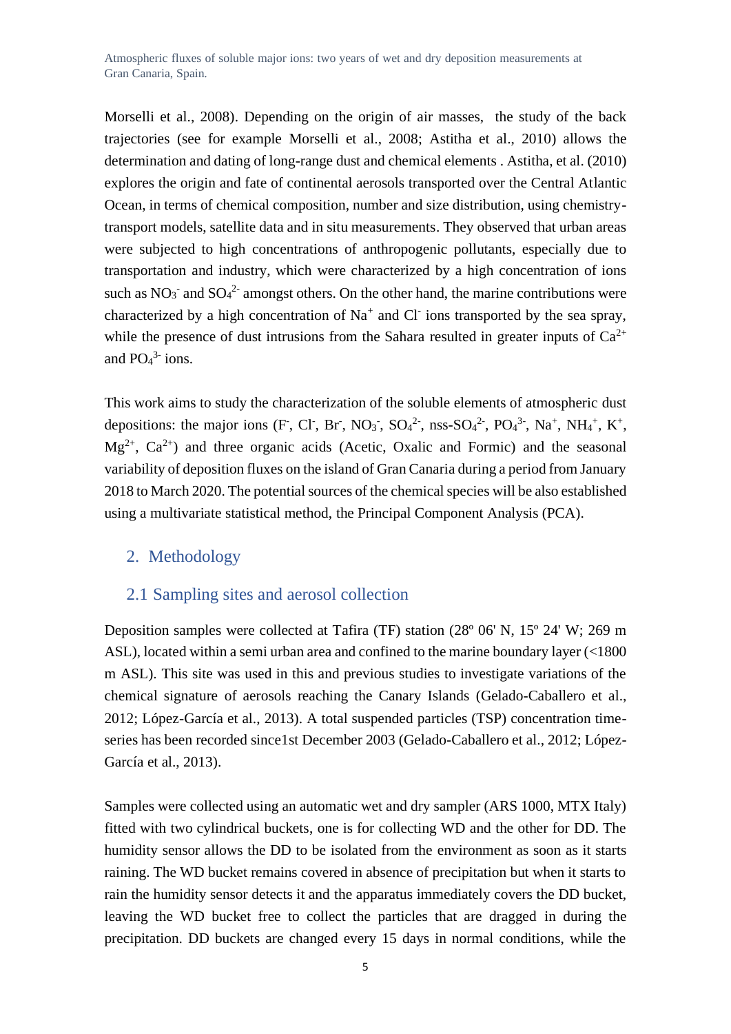Morselli et al., 2008). Depending on the origin of air masses, the study of the back trajectories (see for example Morselli et al., 2008; Astitha et al., 2010) allows the determination and dating of long-range dust and chemical elements . Astitha, et al. (2010) explores the origin and fate of continental aerosols transported over the Central Atlantic Ocean, in terms of chemical composition, number and size distribution, using chemistry-transport models, satellite data and in situ measurements. They observed that urban areas were subjected to high concentrations of anthropogenic pollutants, especially due to transportation and industry, which were characterized by a high concentration of ions such as $NO_3^-$ and $SO_4^{2-}$ amongst others. On the other hand, the marine contributions were characterized by a high concentration of $Na^+$ and $Cl^-$ ions transported by the sea spray, while the presence of dust intrusions from the Sahara resulted in greater inputs of $Ca^{2+}$ and $PO_4^{3-}$ ions.

This work aims to study the characterization of the soluble elements of atmospheric dust depositions: the major ions ($F^-$, $Cl^-$, $Br^-$, $NO_3^-$, $SO_4^{2-}$, nss-$SO_4^{2-}$, $PO_4^{3-}$, $Na^+$, $NH_4^+$, $K^+$, $Mg^{2+}$, $Ca^{2+}$) and three organic acids (Acetic, Oxalic and Formic) and the seasonal variability of deposition fluxes on the island of Gran Canaria during a period from January 2018 to March 2020. The potential sources of the chemical species will be also established using a multivariate statistical method, the Principal Component Analysis (PCA).

## 2. Methodology

### 2.1 Sampling sites and aerosol collection

Deposition samples were collected at Tafira (TF) station (28º 06' N, 15º 24' W; 269 m ASL), located within a semi urban area and confined to the marine boundary layer (<1800 m ASL). This site was used in this and previous studies to investigate variations of the chemical signature of aerosols reaching the Canary Islands (Gelado-Caballero et al., 2012; López-García et al., 2013). A total suspended particles (TSP) concentration time-series has been recorded since1st December 2003 (Gelado-Caballero et al., 2012; López-García et al., 2013).

Samples were collected using an automatic wet and dry sampler (ARS 1000, MTX Italy) fitted with two cylindrical buckets, one is for collecting WD and the other for DD. The humidity sensor allows the DD to be isolated from the environment as soon as it starts raining. The WD bucket remains covered in absence of precipitation but when it starts to rain the humidity sensor detects it and the apparatus immediately covers the DD bucket, leaving the WD bucket free to collect the particles that are dragged in during the precipitation. DD buckets are changed every 15 days in normal conditions, while the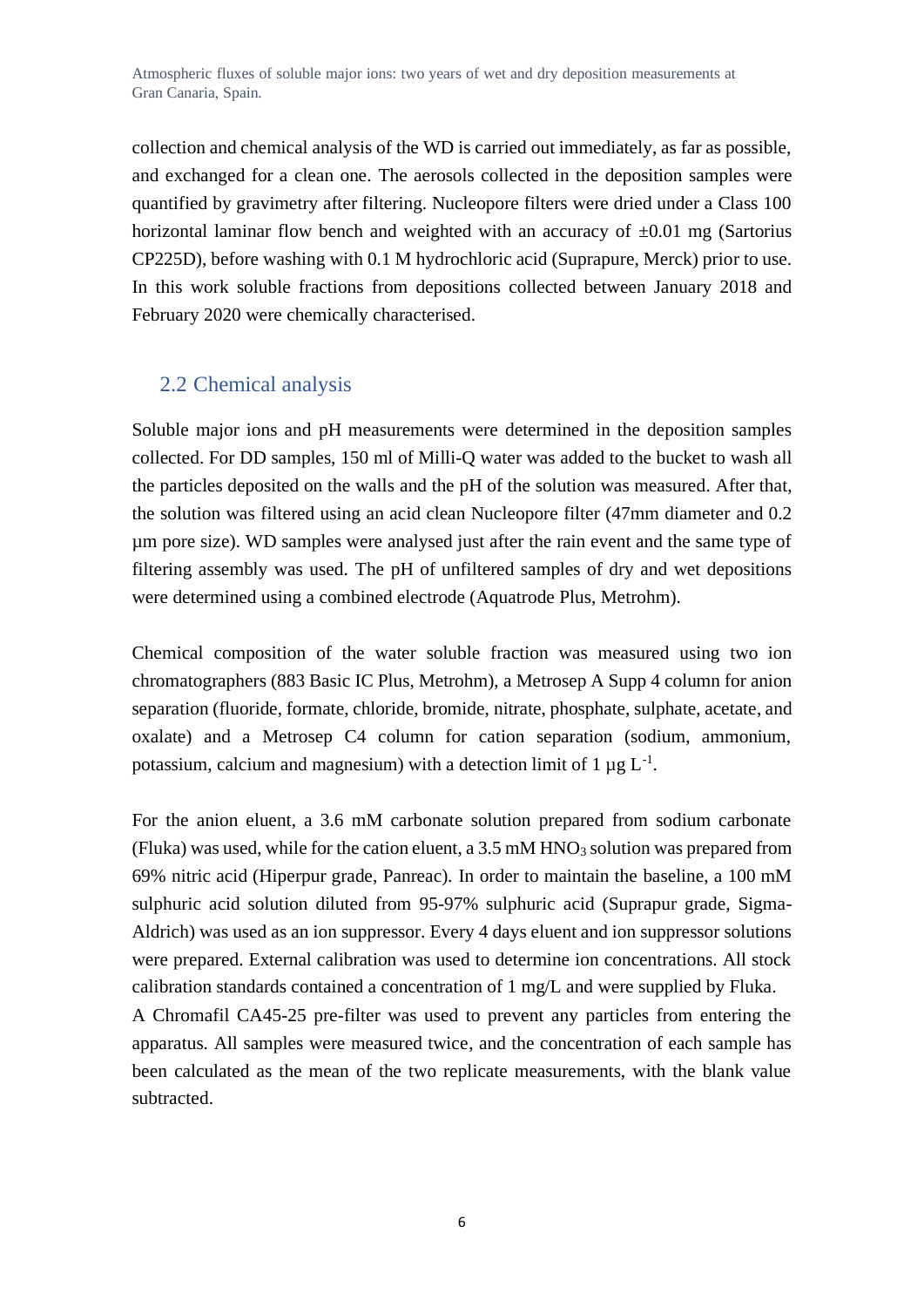collection and chemical analysis of the WD is carried out immediately, as far as possible, and exchanged for a clean one. The aerosols collected in the deposition samples were quantified by gravimetry after filtering. Nucleopore filters were dried under a Class 100 horizontal laminar flow bench and weighted with an accuracy of ±0.01 mg (Sartorius CP225D), before washing with 0.1 M hydrochloric acid (Suprapure, Merck) prior to use. In this work soluble fractions from depositions collected between January 2018 and February 2020 were chemically characterised.

## 2.2 Chemical analysis

Soluble major ions and pH measurements were determined in the deposition samples collected. For DD samples, 150 ml of Milli-Q water was added to the bucket to wash all the particles deposited on the walls and the pH of the solution was measured. After that, the solution was filtered using an acid clean Nucleopore filter (47mm diameter and 0.2 µm pore size). WD samples were analysed just after the rain event and the same type of filtering assembly was used. The pH of unfiltered samples of dry and wet depositions were determined using a combined electrode (Aquatrode Plus, Metrohm).

Chemical composition of the water soluble fraction was measured using two ion chromatographers (883 Basic IC Plus, Metrohm), a Metrosep A Supp 4 column for anion separation (fluoride, formate, chloride, bromide, nitrate, phosphate, sulphate, acetate, and oxalate) and a Metrosep C4 column for cation separation (sodium, ammonium, potassium, calcium and magnesium) with a detection limit of 1 µg $L^{-1}$.

For the anion eluent, a 3.6 mM carbonate solution prepared from sodium carbonate (Fluka) was used, while for the cation eluent, a 3.5 mM $HNO_3$ solution was prepared from 69% nitric acid (Hiperpur grade, Panreac). In order to maintain the baseline, a 100 mM sulphuric acid solution diluted from 95-97% sulphuric acid (Suprapur grade, Sigma-Aldrich) was used as an ion suppressor. Every 4 days eluent and ion suppressor solutions were prepared. External calibration was used to determine ion concentrations. All stock calibration standards contained a concentration of 1 mg/L and were supplied by Fluka.
A Chromafil CA45-25 pre-filter was used to prevent any particles from entering the apparatus. All samples were measured twice, and the concentration of each sample has been calculated as the mean of the two replicate measurements, with the blank value subtracted.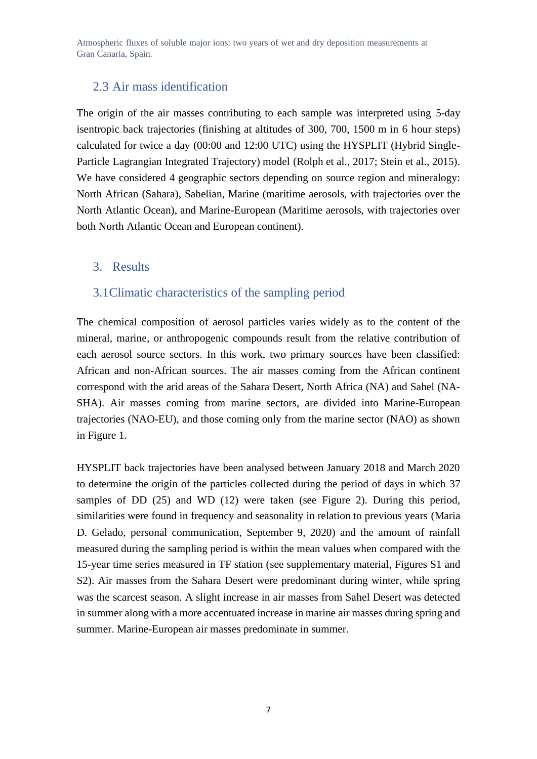## 2.3 Air mass identification

The origin of the air masses contributing to each sample was interpreted using 5-day isentropic back trajectories (finishing at altitudes of 300, 700, 1500 m in 6 hour steps) calculated for twice a day (00:00 and 12:00 UTC) using the HYSPLIT (Hybrid Single-Particle Lagrangian Integrated Trajectory) model (Rolph et al., 2017; Stein et al., 2015). We have considered 4 geographic sectors depending on source region and mineralogy: North African (Sahara), Sahelian, Marine (maritime aerosols, with trajectories over the North Atlantic Ocean), and Marine-European (Maritime aerosols, with trajectories over both North Atlantic Ocean and European continent).

# 3. Results

## 3.1 Climatic characteristics of the sampling period

The chemical composition of aerosol particles varies widely as to the content of the mineral, marine, or anthropogenic compounds result from the relative contribution of each aerosol source sectors. In this work, two primary sources have been classified: African and non-African sources. The air masses coming from the African continent correspond with the arid areas of the Sahara Desert, North Africa (NA) and Sahel (NA-SHA). Air masses coming from marine sectors, are divided into Marine-European trajectories (NAO-EU), and those coming only from the marine sector (NAO) as shown in Figure 1.

HYSPLIT back trajectories have been analysed between January 2018 and March 2020 to determine the origin of the particles collected during the period of days in which 37 samples of DD (25) and WD (12) were taken (see Figure 2). During this period, similarities were found in frequency and seasonality in relation to previous years (Maria D. Gelado, personal communication, September 9, 2020) and the amount of rainfall measured during the sampling period is within the mean values when compared with the 15-year time series measured in TF station (see supplementary material, Figures S1 and S2). Air masses from the Sahara Desert were predominant during winter, while spring was the scarcest season. A slight increase in air masses from Sahel Desert was detected in summer along with a more accentuated increase in marine air masses during spring and summer. Marine-European air masses predominate in summer.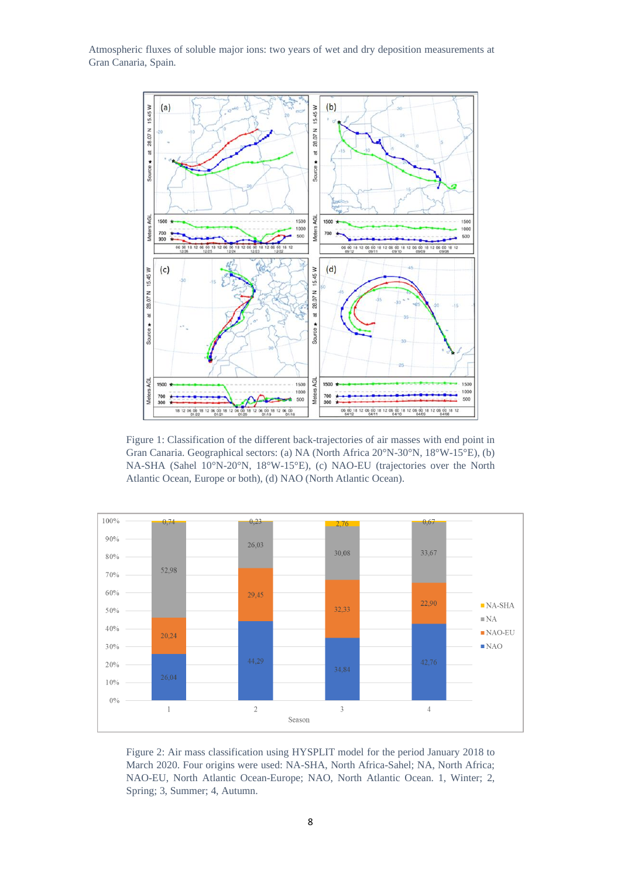Figure 1: Classification of the different back-trajectories of air masses with end point in Gran Canaria. Geographical sectors: (a) NA (North Africa 20°N-30°N, 18°W-15°E), (b) NA-SHA (Sahel 10°N-20°N, 18°W-15°E), (c) NAO-EU (trajectories over the North Atlantic Ocean, Europe or both), (d) NAO (North Atlantic Ocean).

Figure 2: Air mass classification using HYSPLIT model for the period January 2018 to March 2020. Four origins were used: NA-SHA, North Africa-Sahel; NA, North Africa; NAO-EU, North Atlantic Ocean-Europe; NAO, North Atlantic Ocean. 1, Winter; 2, Spring; 3, Summer; 4, Autumn.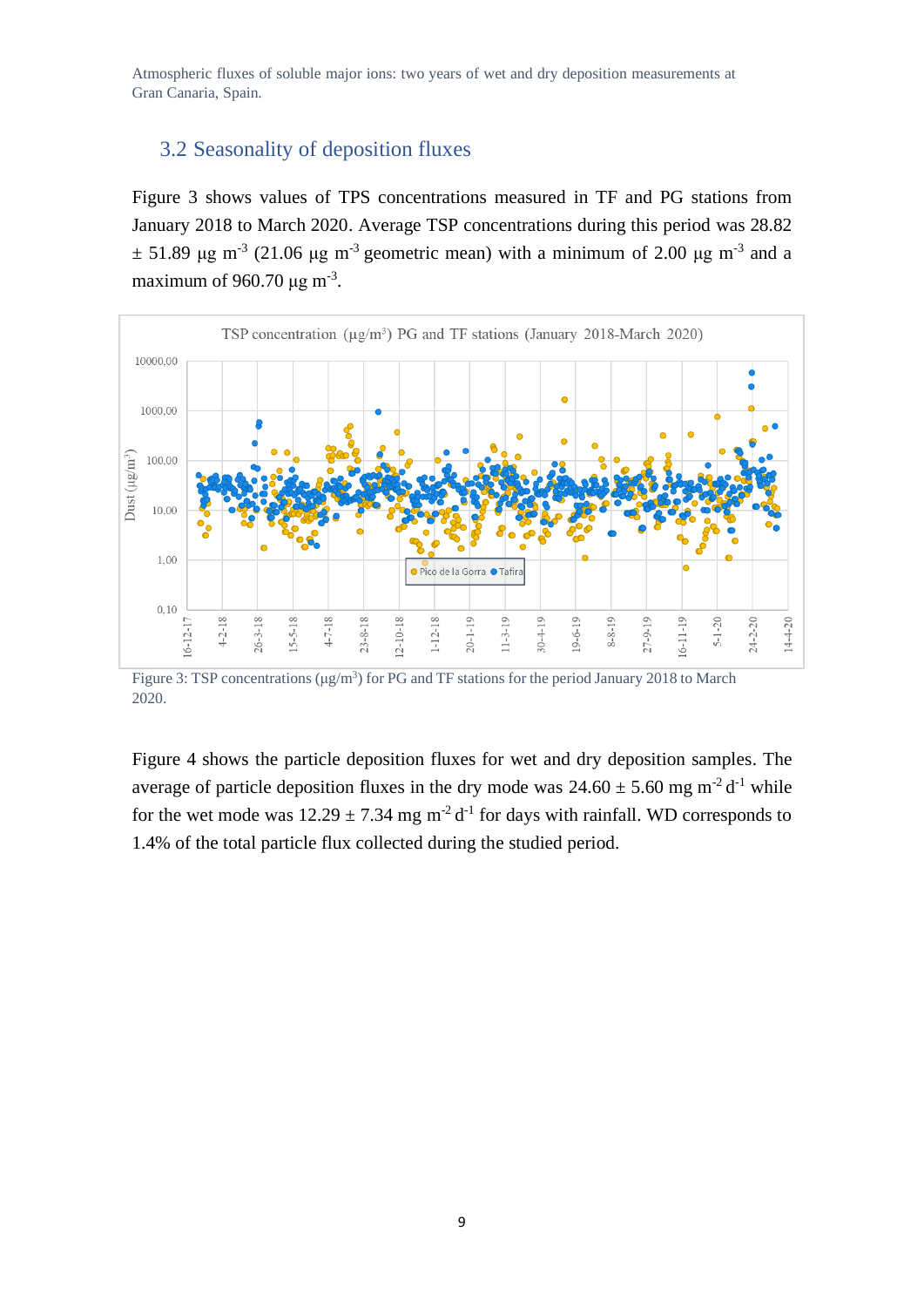## 3.2 Seasonality of deposition fluxes

Figure 3 shows values of TPS concentrations measured in TF and PG stations from January 2018 to March 2020. Average TSP concentrations during this period was 28.82 ± 51.89 μg m$^{-3}$ (21.06 μg m$^{-3}$ geometric mean) with a minimum of 2.00 μg m$^{-3}$ and a maximum of 960.70 μg m$^{-3}$.

Figure 3: TSP concentrations (μg/m$^3$) for PG and TF stations for the period January 2018 to March 2020.

Figure 4 shows the particle deposition fluxes for wet and dry deposition samples. The average of particle deposition fluxes in the dry mode was 24.60 ± 5.60 mg m$^{-2}$ d$^{-1}$ while for the wet mode was 12.29 ± 7.34 mg m$^{-2}$ d$^{-1}$ for days with rainfall. WD corresponds to 1.4% of the total particle flux collected during the studied period.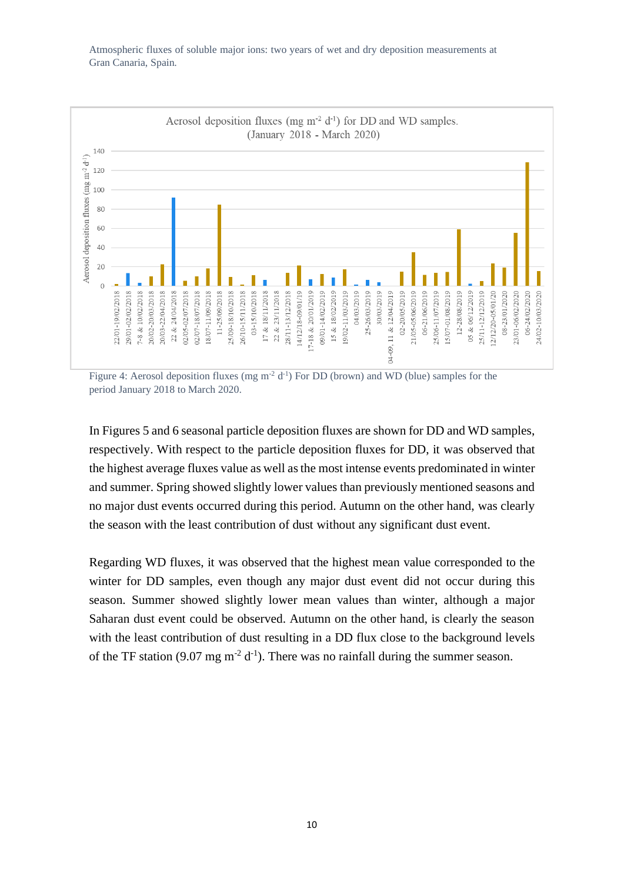Figure 4: Aerosol deposition fluxes (mg $m^{-2}$ $d^{-1}$) For DD (brown) and WD (blue) samples for the period January 2018 to March 2020.

In Figures 5 and 6 seasonal particle deposition fluxes are shown for DD and WD samples, respectively. With respect to the particle deposition fluxes for DD, it was observed that the highest average fluxes value as well as the most intense events predominated in winter and summer. Spring showed slightly lower values than previously mentioned seasons and no major dust events occurred during this period. Autumn on the other hand, was clearly the season with the least contribution of dust without any significant dust event.

Regarding WD fluxes, it was observed that the highest mean value corresponded to the winter for DD samples, even though any major dust event did not occur during this season. Summer showed slightly lower mean values than winter, although a major Saharan dust event could be observed. Autumn on the other hand, is clearly the season with the least contribution of dust resulting in a DD flux close to the background levels of the TF station (9.07 mg $m^{-2}$ $d^{-1}$). There was no rainfall during the summer season.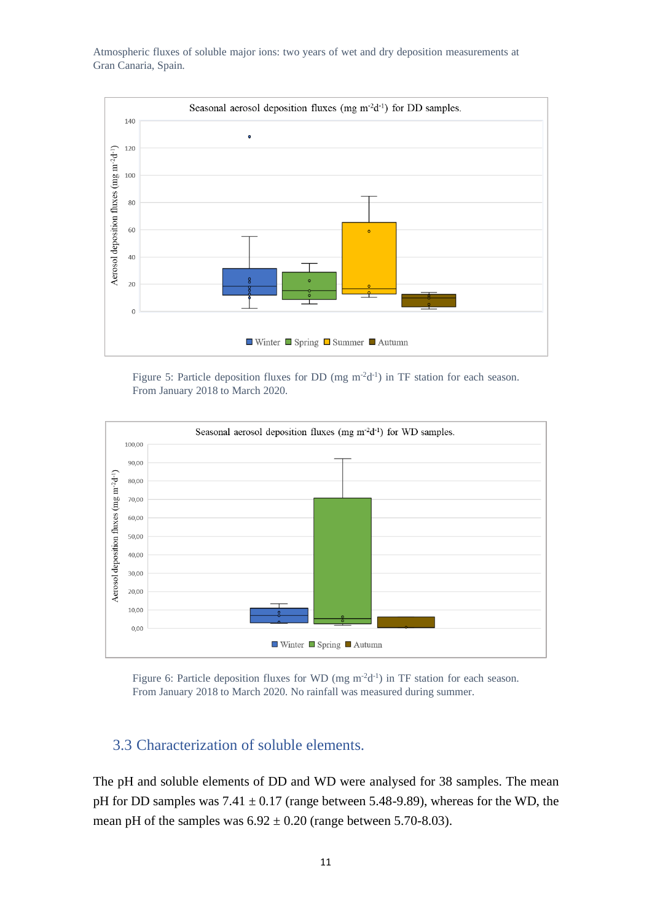Figure 5: Particle deposition fluxes for DD (mg m$^{-2}$d$^{-1}$) in TF station for each season. From January 2018 to March 2020.

Figure 6: Particle deposition fluxes for WD (mg m$^{-2}$d$^{-1}$) in TF station for each season. From January 2018 to March 2020. No rainfall was measured during summer.

## 3.3 Characterization of soluble elements.

The pH and soluble elements of DD and WD were analysed for 38 samples. The mean pH for DD samples was 7.41 ± 0.17 (range between 5.48-9.89), whereas for the WD, the mean pH of the samples was 6.92 ± 0.20 (range between 5.70-8.03).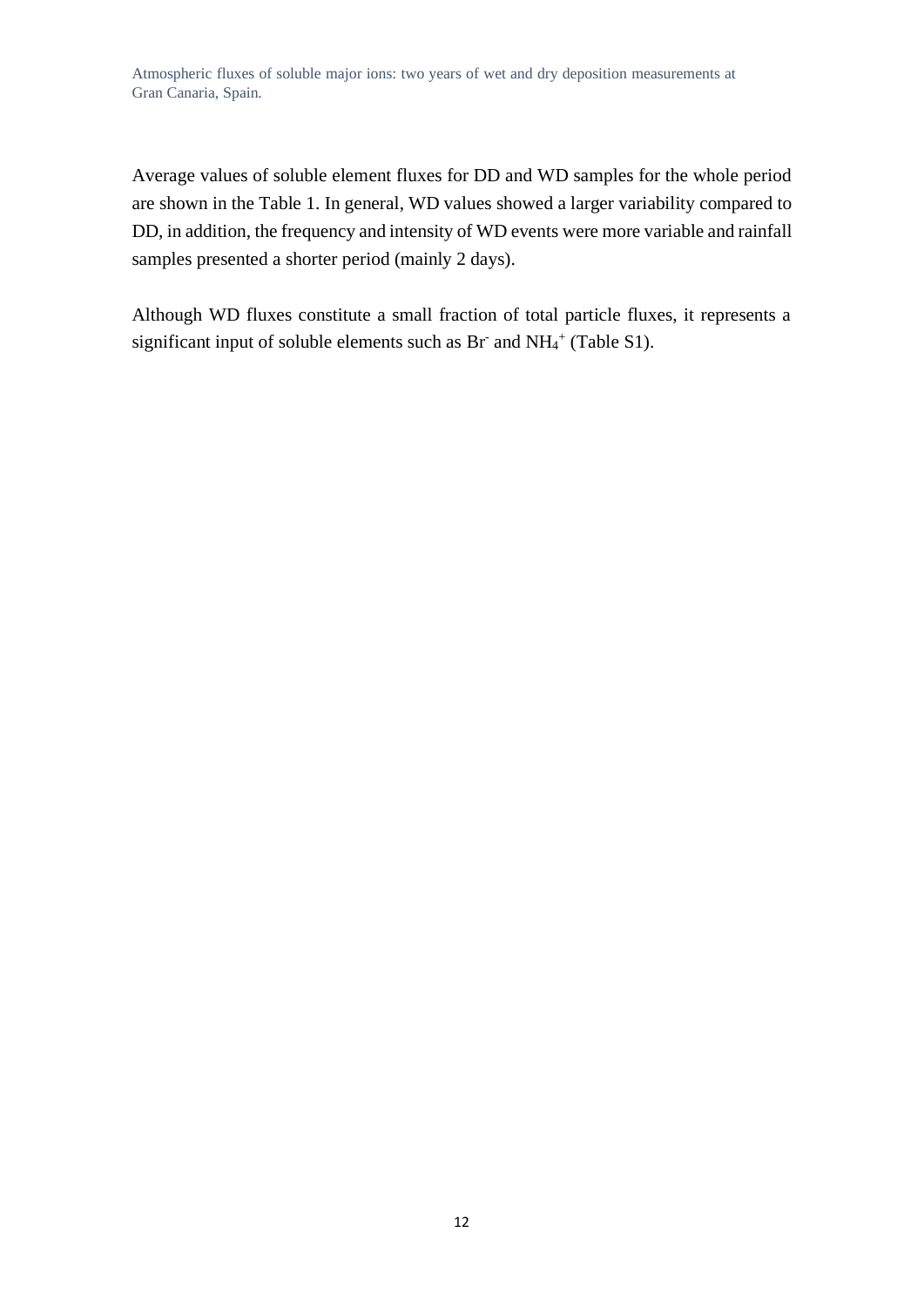Average values of soluble element fluxes for DD and WD samples for the whole period are shown in the Table 1. In general, WD values showed a larger variability compared to DD, in addition, the frequency and intensity of WD events were more variable and rainfall samples presented a shorter period (mainly 2 days).

Although WD fluxes constitute a small fraction of total particle fluxes, it represents a significant input of soluble elements such as $Br^-$ and $NH_4^+$ (Table S1).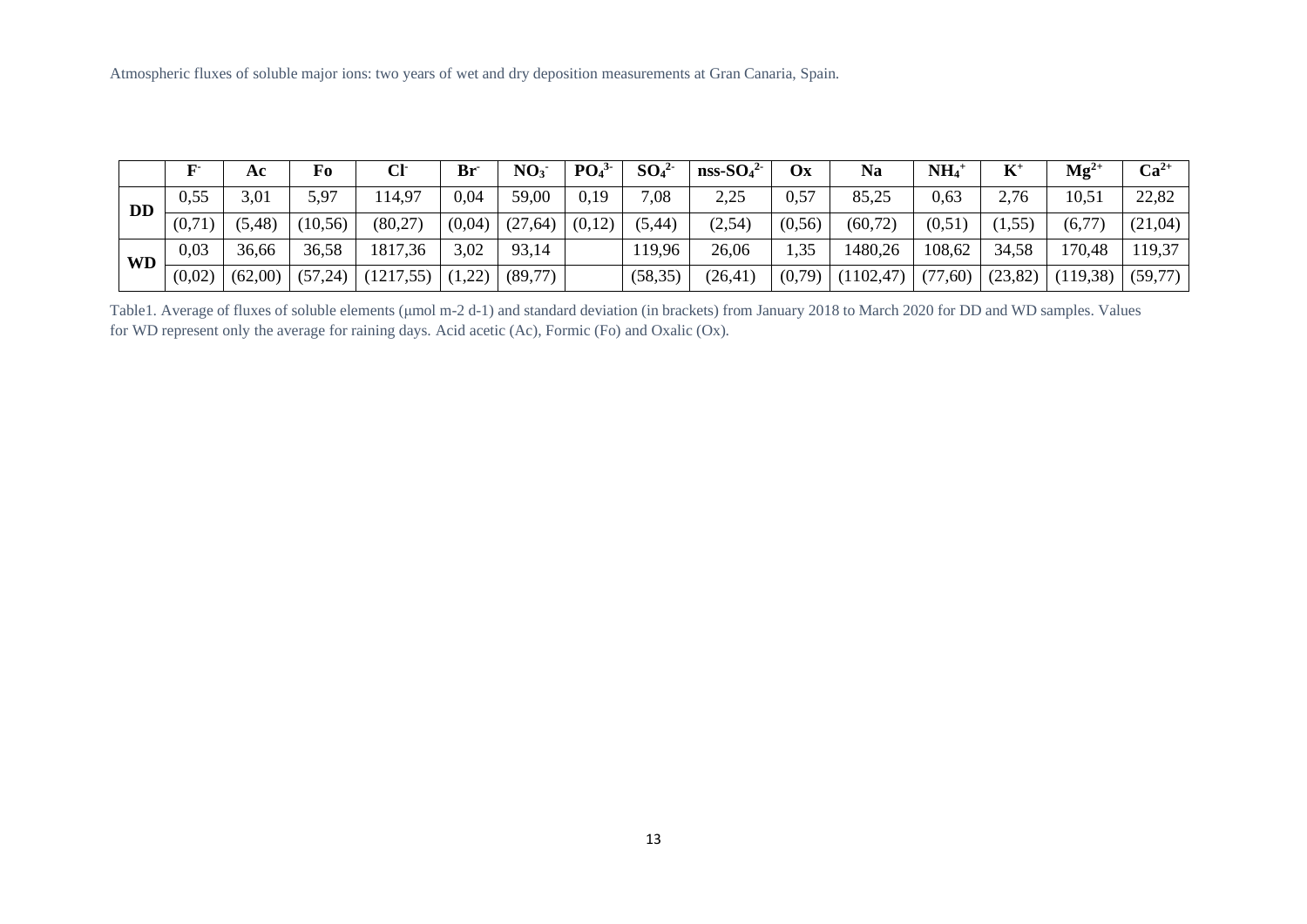| | $F^-$ | Ac | Fo | $Cl^-$ | $Br^-$ | $NO_3^-$ | $PO_4^{3-}$ | $SO_4^{2-}$ | nss-$SO_4^{2-}$ | Ox | Na | $NH_4^+$ | $K^+$ | $Mg^{2+}$ | $Ca^{2+}$ |
|---|---|---|---|---|---|---|---|---|---|---|---|---|---|---|---|
| **DD** | 0,55 | 3,01 | 5,97 | 114,97 | 0,04 | 59,00 | 0,19 | 7,08 | 2,25 | 0,57 | 85,25 | 0,63 | 2,76 | 10,51 | 22,82 |
| | (0,71) | (5,48) | (10,56) | (80,27) | (0,04) | (27,64) | (0,12) | (5,44) | (2,54) | (0,56) | (60,72) | (0,51) | (1,55) | (6,77) | (21,04) |
| **WD** | 0,03 | 36,66 | 36,58 | 1817,36 | 3,02 | 93,14 | | 119,96 | 26,06 | 1,35 | 1480,26 | 108,62 | 34,58 | 170,48 | 119,37 |
| | (0,02) | (62,00) | (57,24) | (1217,55) | (1,22) | (89,77) | | (58,35) | (26,41) | (0,79) | (1102,47) | (77,60) | (23,82) | (119,38) | (59,77) |

Table1. Average of fluxes of soluble elements (μmol m-2 d-1) and standard deviation (in brackets) from January 2018 to March 2020 for DD and WD samples. Values for WD represent only the average for raining days. Acid acetic (Ac), Formic (Fo) and Oxalic (Ox).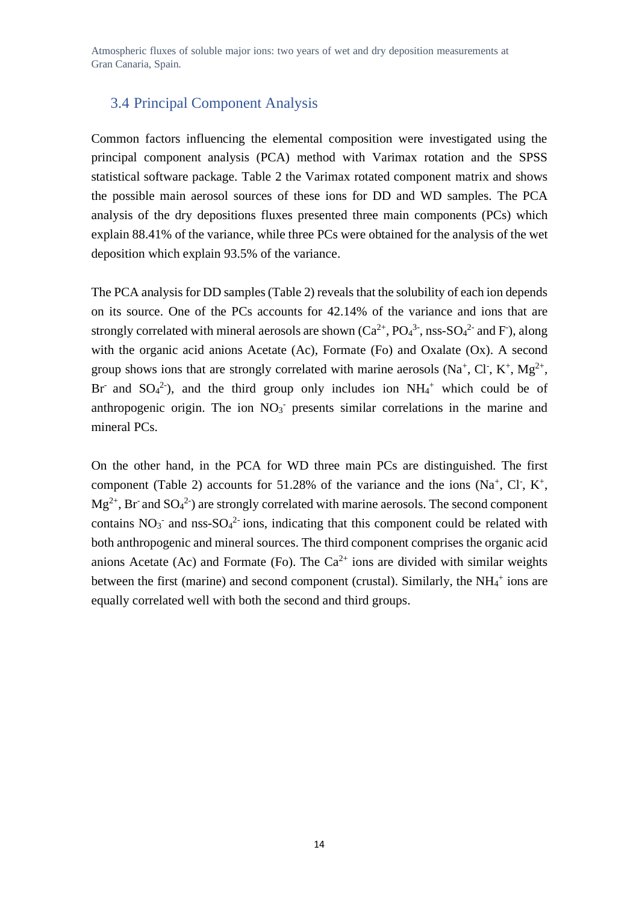## 3.4 Principal Component Analysis

Common factors influencing the elemental composition were investigated using the principal component analysis (PCA) method with Varimax rotation and the SPSS statistical software package. Table 2 the Varimax rotated component matrix and shows the possible main aerosol sources of these ions for DD and WD samples. The PCA analysis of the dry depositions fluxes presented three main components (PCs) which explain 88.41% of the variance, while three PCs were obtained for the analysis of the wet deposition which explain 93.5% of the variance.

The PCA analysis for DD samples (Table 2) reveals that the solubility of each ion depends on its source. One of the PCs accounts for 42.14% of the variance and ions that are strongly correlated with mineral aerosols are shown ($Ca^{2+}$, $PO_4^{3-}$, nss-$SO_4^{2-}$ and $F^-$), along with the organic acid anions Acetate (Ac), Formate (Fo) and Oxalate (Ox). A second group shows ions that are strongly correlated with marine aerosols ($Na^+$, $Cl^-$, $K^+$, $Mg^{2+}$, $Br^-$ and $SO_4^{2-}$), and the third group only includes ion $NH_4^+$ which could be of anthropogenic origin. The ion $NO_3^-$ presents similar correlations in the marine and mineral PCs.

On the other hand, in the PCA for WD three main PCs are distinguished. The first component (Table 2) accounts for 51.28% of the variance and the ions ($Na^+$, $Cl^-$, $K^+$, $Mg^{2+}$, $Br^-$ and $SO_4^{2-}$) are strongly correlated with marine aerosols. The second component contains $NO_3^-$ and nss-$SO_4^{2-}$ ions, indicating that this component could be related with both anthropogenic and mineral sources. The third component comprises the organic acid anions Acetate (Ac) and Formate (Fo). The $Ca^{2+}$ ions are divided with similar weights between the first (marine) and second component (crustal). Similarly, the $NH_4^+$ ions are equally correlated well with both the second and third groups.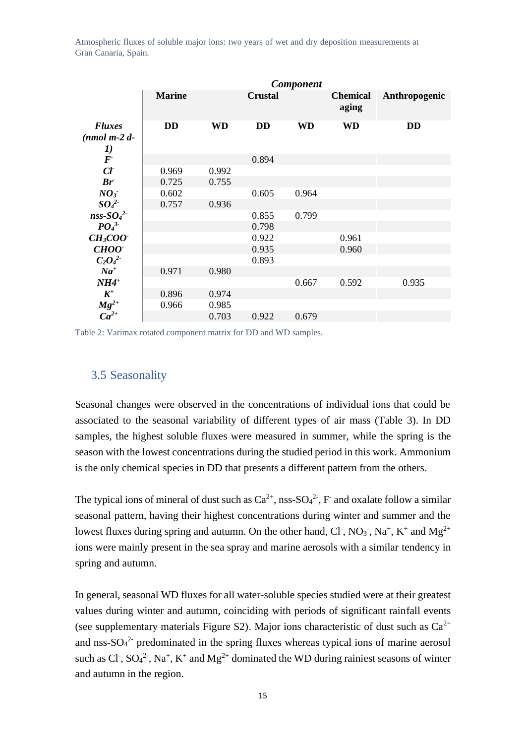| | *Component* | | | | | |
|---|---|---|---|---|---|---|
| | **Marine** | | **Crustal** | | **Chemical aging** | **Anthropogenic** |
| ***Fluxes (nmol m-2 d-1)*** | **DD** | **WD** | **DD** | **WD** | **WD** | **DD** |
| $F^-$ | | | 0.894 | | | |
| $Cl^-$ | 0.969 | 0.992 | | | | |
| $Br^-$ | 0.725 | 0.755 | | | | |
| $NO_3^-$ | 0.602 | | 0.605 | 0.964 | | |
| $SO_4^{2-}$ | 0.757 | 0.936 | | | | |
| $nss\text{-}SO_4^{2-}$ | | | 0.855 | 0.799 | | |
| $PO_4^{3-}$ | | | 0.798 | | | |
| $CH_3COO^-$ | | | 0.922 | | 0.961 | |
| $CHOO^-$ | | | 0.935 | | 0.960 | |
| $C_2O_4^{2-}$ | | | 0.893 | | | |
| $Na^+$ | 0.971 | 0.980 | | | | |
| $NH4^+$ | | | | 0.667 | 0.592 | 0.935 |
| $K^+$ | 0.896 | 0.974 | | | | |
| $Mg^{2+}$ | 0.966 | 0.985 | | | | |
| $Ca^{2+}$ | | 0.703 | 0.922 | 0.679 | | |

Table 2: Varimax rotated component matrix for DD and WD samples.

## 3.5 Seasonality

Seasonal changes were observed in the concentrations of individual ions that could be associated to the seasonal variability of different types of air mass (Table 3). In DD samples, the highest soluble fluxes were measured in summer, while the spring is the season with the lowest concentrations during the studied period in this work. Ammonium is the only chemical species in DD that presents a different pattern from the others.

The typical ions of mineral of dust such as $Ca^{2+}$, nss-$SO_4^{2-}$, $F^-$ and oxalate follow a similar seasonal pattern, having their highest concentrations during winter and summer and the lowest fluxes during spring and autumn. On the other hand, $Cl^-$, $NO_3^-$, $Na^+$, $K^+$ and $Mg^{2+}$ ions were mainly present in the sea spray and marine aerosols with a similar tendency in spring and autumn.

In general, seasonal WD fluxes for all water-soluble species studied were at their greatest values during winter and autumn, coinciding with periods of significant rainfall events (see supplementary materials Figure S2). Major ions characteristic of dust such as $Ca^{2+}$ and nss-$SO_4^{2-}$ predominated in the spring fluxes whereas typical ions of marine aerosol such as $Cl^-$, $SO_4^{2-}$, $Na^+$, $K^+$ and $Mg^{2+}$ dominated the WD during rainiest seasons of winter and autumn in the region.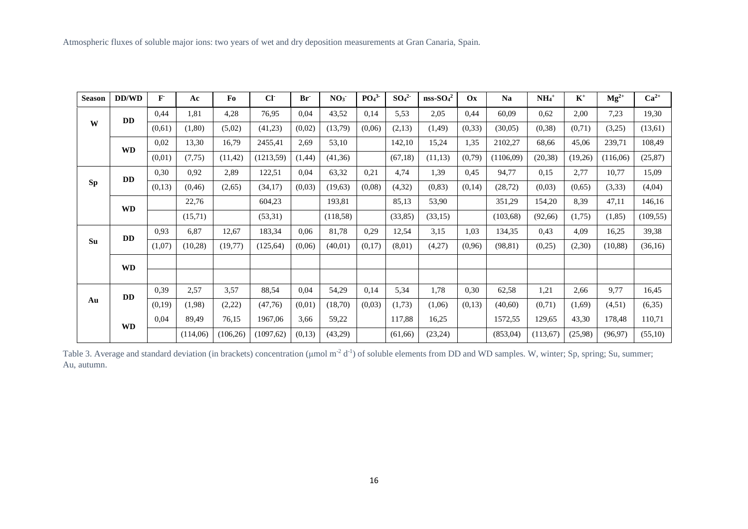| Season | DD/WD | $F^-$ | Ac | Fo | $Cl^-$ | $Br^-$ | $NO_3^-$ | $PO_4^{3-}$ | $SO_4^{2-}$ | nss-$SO_4^2$ | Ox | Na | $NH_4^+$ | $K^+$ | $Mg^{2+}$ | $Ca^{2+}$ |
|---|---|---|---|---|---|---|---|---|---|---|---|---|---|---|---|---|
| W | DD | 0,44 | 1,81 | 4,28 | 76,95 | 0,04 | 43,52 | 0,14 | 5,53 | 2,05 | 0,44 | 60,09 | 0,62 | 2,00 | 7,23 | 19,30 |
| | | (0,61) | (1,80) | (5,02) | (41,23) | (0,02) | (13,79) | (0,06) | (2,13) | (1,49) | (0,33) | (30,05) | (0,38) | (0,71) | (3,25) | (13,61) |
| | WD | 0,02 | 13,30 | 16,79 | 2455,41 | 2,69 | 53,10 | | 142,10 | 15,24 | 1,35 | 2102,27 | 68,66 | 45,06 | 239,71 | 108,49 |
| | | (0,01) | (7,75) | (11,42) | (1213,59) | (1,44) | (41,36) | | (67,18) | (11,13) | (0,79) | (1106,09) | (20,38) | (19,26) | (116,06) | (25,87) |
| Sp | DD | 0,30 | 0,92 | 2,89 | 122,51 | 0,04 | 63,32 | 0,21 | 4,74 | 1,39 | 0,45 | 94,77 | 0,15 | 2,77 | 10,77 | 15,09 |
| | | (0,13) | (0,46) | (2,65) | (34,17) | (0,03) | (19,63) | (0,08) | (4,32) | (0,83) | (0,14) | (28,72) | (0,03) | (0,65) | (3,33) | (4,04) |
| | WD | | 22,76 | | 604,23 | | 193,81 | | 85,13 | 53,90 | | 351,29 | 154,20 | 8,39 | 47,11 | 146,16 |
| | | | (15,71) | | (53,31) | | (118,58) | | (33,85) | (33,15) | | (103,68) | (92,66) | (1,75) | (1,85) | (109,55) |
| Su | DD | 0,93 | 6,87 | 12,67 | 183,34 | 0,06 | 81,78 | 0,29 | 12,54 | 3,15 | 1,03 | 134,35 | 0,43 | 4,09 | 16,25 | 39,38 |
| | | (1,07) | (10,28) | (19,77) | (125,64) | (0,06) | (40,01) | (0,17) | (8,01) | (4,27) | (0,96) | (98,81) | (0,25) | (2,30) | (10,88) | (36,16) |
| | WD | | | | | | | | | | | | | | | |
| | | | | | | | | | | | | | | | | |
| Au | DD | 0,39 | 2,57 | 3,57 | 88,54 | 0,04 | 54,29 | 0,14 | 5,34 | 1,78 | 0,30 | 62,58 | 1,21 | 2,66 | 9,77 | 16,45 |
| | | (0,19) | (1,98) | (2,22) | (47,76) | (0,01) | (18,70) | (0,03) | (1,73) | (1,06) | (0,13) | (40,60) | (0,71) | (1,69) | (4,51) | (6,35) |
| | WD | 0,04 | 89,49 | 76,15 | 1967,06 | 3,66 | 59,22 | | 117,88 | 16,25 | | 1572,55 | 129,65 | 43,30 | 178,48 | 110,71 |
| | | | (114,06) | (106,26) | (1097,62) | (0,13) | (43,29) | | (61,66) | (23,24) | | (853,04) | (113,67) | (25,98) | (96,97) | (55,10) |

Table 3. Average and standard deviation (in brackets) concentration ($\mu mol\ m^{-2}\ d^{-1}$) of soluble elements from DD and WD samples. W, winter; Sp, spring; Su, summer; Au, autumn.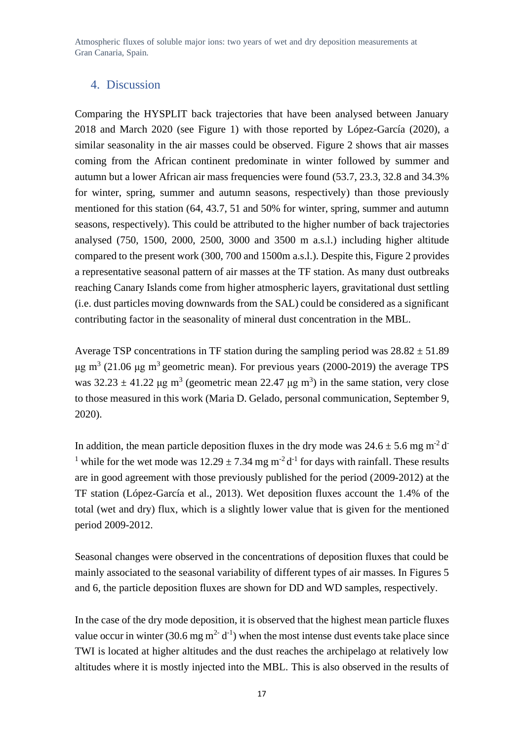## 4. Discussion

Comparing the HYSPLIT back trajectories that have been analysed between January 2018 and March 2020 (see Figure 1) with those reported by López-García (2020), a similar seasonality in the air masses could be observed. Figure 2 shows that air masses coming from the African continent predominate in winter followed by summer and autumn but a lower African air mass frequencies were found (53.7, 23.3, 32.8 and 34.3% for winter, spring, summer and autumn seasons, respectively) than those previously mentioned for this station (64, 43.7, 51 and 50% for winter, spring, summer and autumn seasons, respectively). This could be attributed to the higher number of back trajectories analysed (750, 1500, 2000, 2500, 3000 and 3500 m a.s.l.) including higher altitude compared to the present work (300, 700 and 1500m a.s.l.). Despite this, Figure 2 provides a representative seasonal pattern of air masses at the TF station. As many dust outbreaks reaching Canary Islands come from higher atmospheric layers, gravitational dust settling (i.e. dust particles moving downwards from the SAL) could be considered as a significant contributing factor in the seasonality of mineral dust concentration in the MBL.

Average TSP concentrations in TF station during the sampling period was $28.82 \pm 51.89$ μg $m^3$ (21.06 μg $m^3$ geometric mean). For previous years (2000-2019) the average TPS was $32.23 \pm 41.22$ μg $m^3$ (geometric mean 22.47 μg $m^3$) in the same station, very close to those measured in this work (Maria D. Gelado, personal communication, September 9, 2020).

In addition, the mean particle deposition fluxes in the dry mode was $24.6 \pm 5.6$ mg $m^{-2}$ $d^{-1}$ while for the wet mode was $12.29 \pm 7.34$ mg $m^{-2}$ $d^{-1}$ for days with rainfall. These results are in good agreement with those previously published for the period (2009-2012) at the TF station (López-García et al., 2013). Wet deposition fluxes account the 1.4% of the total (wet and dry) flux, which is a slightly lower value that is given for the mentioned period 2009-2012.

Seasonal changes were observed in the concentrations of deposition fluxes that could be mainly associated to the seasonal variability of different types of air masses. In Figures 5 and 6, the particle deposition fluxes are shown for DD and WD samples, respectively.

In the case of the dry mode deposition, it is observed that the highest mean particle fluxes value occur in winter (30.6 mg $m^{2-}$ $d^{-1}$) when the most intense dust events take place since TWI is located at higher altitudes and the dust reaches the archipelago at relatively low altitudes where it is mostly injected into the MBL. This is also observed in the results of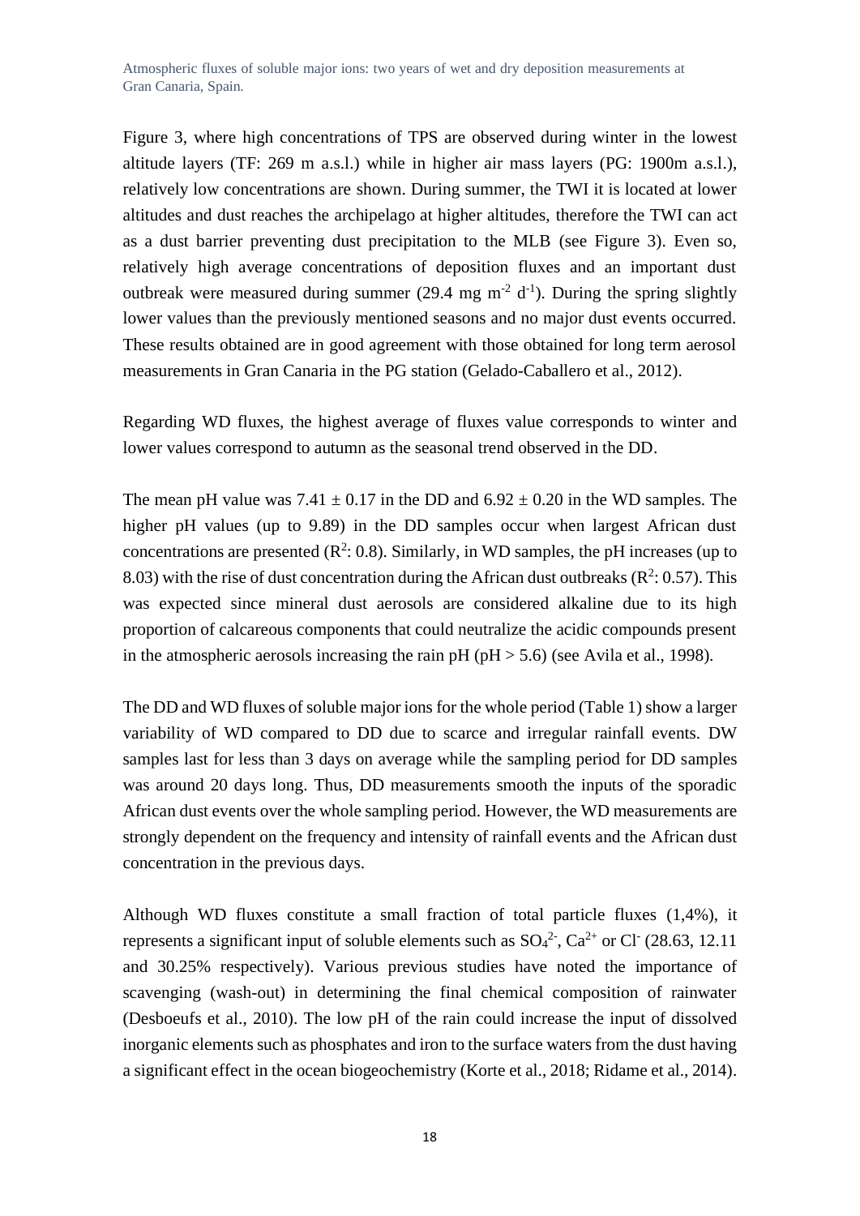Figure 3, where high concentrations of TPS are observed during winter in the lowest altitude layers (TF: 269 m a.s.l.) while in higher air mass layers (PG: 1900m a.s.l.), relatively low concentrations are shown. During summer, the TWI it is located at lower altitudes and dust reaches the archipelago at higher altitudes, therefore the TWI can act as a dust barrier preventing dust precipitation to the MLB (see Figure 3). Even so, relatively high average concentrations of deposition fluxes and an important dust outbreak were measured during summer (29.4 mg $m^{-2}$ $d^{-1}$). During the spring slightly lower values than the previously mentioned seasons and no major dust events occurred. These results obtained are in good agreement with those obtained for long term aerosol measurements in Gran Canaria in the PG station (Gelado-Caballero et al., 2012).

Regarding WD fluxes, the highest average of fluxes value corresponds to winter and lower values correspond to autumn as the seasonal trend observed in the DD.

The mean pH value was 7.41 ± 0.17 in the DD and 6.92 ± 0.20 in the WD samples. The higher pH values (up to 9.89) in the DD samples occur when largest African dust concentrations are presented ($R^2$: 0.8). Similarly, in WD samples, the pH increases (up to 8.03) with the rise of dust concentration during the African dust outbreaks ($R^2$: 0.57). This was expected since mineral dust aerosols are considered alkaline due to its high proportion of calcareous components that could neutralize the acidic compounds present in the atmospheric aerosols increasing the rain pH (pH > 5.6) (see Avila et al., 1998).

The DD and WD fluxes of soluble major ions for the whole period (Table 1) show a larger variability of WD compared to DD due to scarce and irregular rainfall events. DW samples last for less than 3 days on average while the sampling period for DD samples was around 20 days long. Thus, DD measurements smooth the inputs of the sporadic African dust events over the whole sampling period. However, the WD measurements are strongly dependent on the frequency and intensity of rainfall events and the African dust concentration in the previous days.

Although WD fluxes constitute a small fraction of total particle fluxes (1,4%), it represents a significant input of soluble elements such as $SO_4^{2-}$, $Ca^{2+}$ or $Cl^-$ (28.63, 12.11 and 30.25% respectively). Various previous studies have noted the importance of scavenging (wash-out) in determining the final chemical composition of rainwater (Desboeufs et al., 2010). The low pH of the rain could increase the input of dissolved inorganic elements such as phosphates and iron to the surface waters from the dust having a significant effect in the ocean biogeochemistry (Korte et al., 2018; Ridame et al., 2014).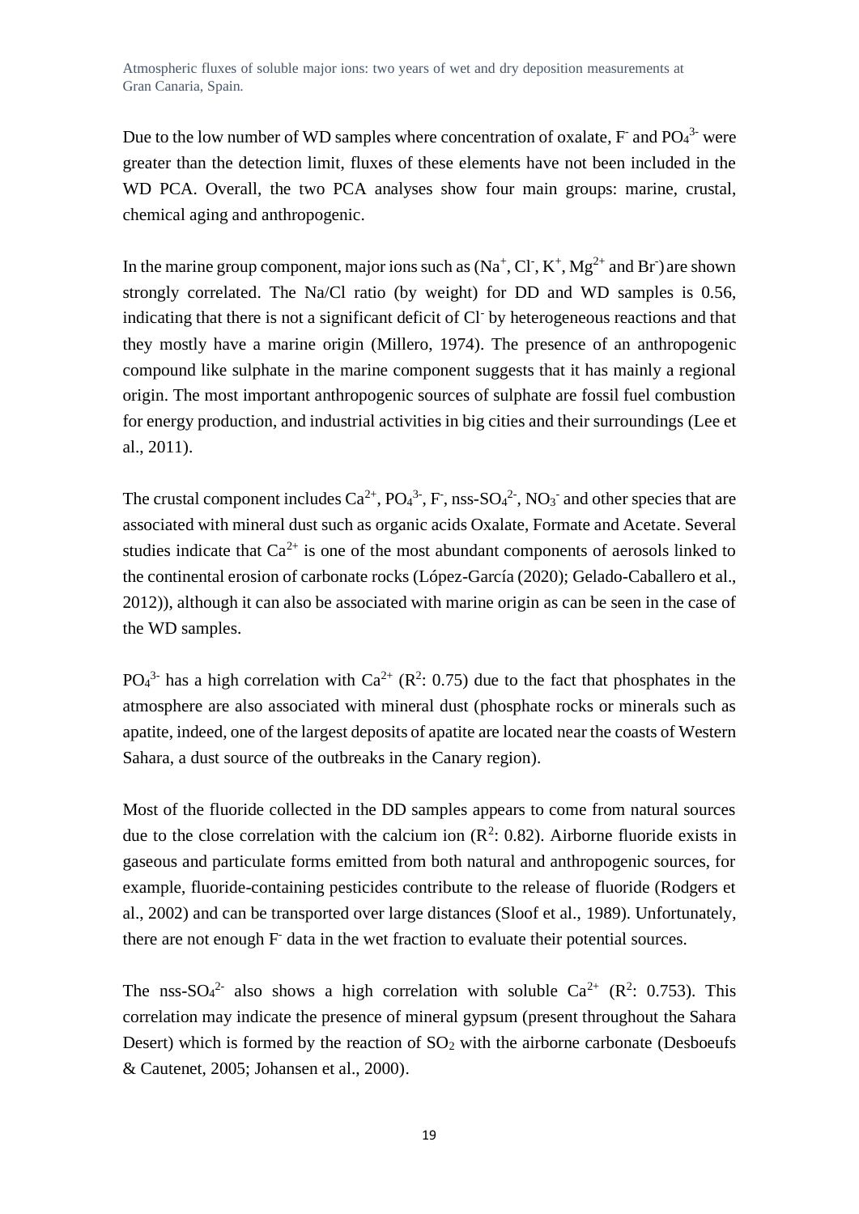Due to the low number of WD samples where concentration of oxalate, $F^-$ and $PO_4^{3-}$ were greater than the detection limit, fluxes of these elements have not been included in the WD PCA. Overall, the two PCA analyses show four main groups: marine, crustal, chemical aging and anthropogenic.

In the marine group component, major ions such as ($Na^+$, $Cl^-$, $K^+$, $Mg^{2+}$ and $Br^-$) are shown strongly correlated. The Na/Cl ratio (by weight) for DD and WD samples is 0.56, indicating that there is not a significant deficit of $Cl^-$ by heterogeneous reactions and that they mostly have a marine origin (Millero, 1974). The presence of an anthropogenic compound like sulphate in the marine component suggests that it has mainly a regional origin. The most important anthropogenic sources of sulphate are fossil fuel combustion for energy production, and industrial activities in big cities and their surroundings (Lee et al., 2011).

The crustal component includes $Ca^{2+}$, $PO_4^{3-}$, $F^-$, nss-$SO_4^{2-}$, $NO_3^-$ and other species that are associated with mineral dust such as organic acids Oxalate, Formate and Acetate. Several studies indicate that $Ca^{2+}$ is one of the most abundant components of aerosols linked to the continental erosion of carbonate rocks (López-García (2020); Gelado-Caballero et al., 2012)), although it can also be associated with marine origin as can be seen in the case of the WD samples.

$PO_4^{3-}$ has a high correlation with $Ca^{2+}$ ($R^2$: 0.75) due to the fact that phosphates in the atmosphere are also associated with mineral dust (phosphate rocks or minerals such as apatite, indeed, one of the largest deposits of apatite are located near the coasts of Western Sahara, a dust source of the outbreaks in the Canary region).

Most of the fluoride collected in the DD samples appears to come from natural sources due to the close correlation with the calcium ion ($R^2$: 0.82). Airborne fluoride exists in gaseous and particulate forms emitted from both natural and anthropogenic sources, for example, fluoride-containing pesticides contribute to the release of fluoride (Rodgers et al., 2002) and can be transported over large distances (Sloof et al., 1989). Unfortunately, there are not enough $F^-$ data in the wet fraction to evaluate their potential sources.

The nss-$SO_4^{2-}$ also shows a high correlation with soluble $Ca^{2+}$ ($R^2$: 0.753). This correlation may indicate the presence of mineral gypsum (present throughout the Sahara Desert) which is formed by the reaction of $SO_2$ with the airborne carbonate (Desboeufs & Cautenet, 2005; Johansen et al., 2000).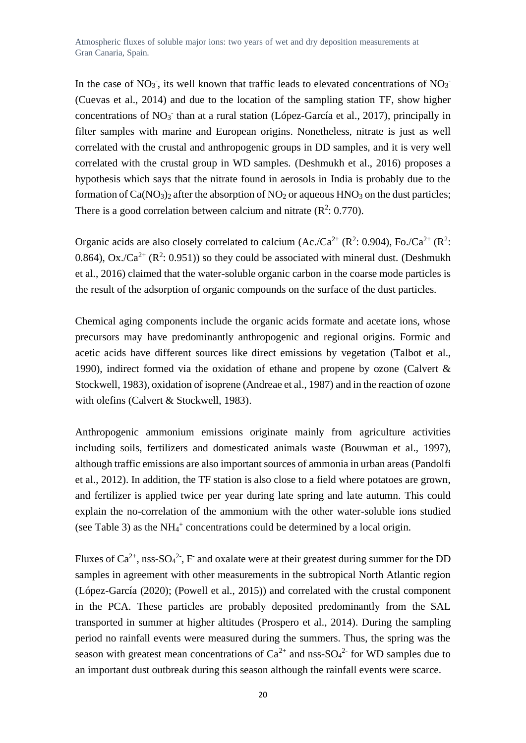In the case of $NO_3^-$, its well known that traffic leads to elevated concentrations of $NO_3^-$ (Cuevas et al., 2014) and due to the location of the sampling station TF, show higher concentrations of $NO_3^-$ than at a rural station (López-García et al., 2017), principally in filter samples with marine and European origins. Nonetheless, nitrate is just as well correlated with the crustal and anthropogenic groups in DD samples, and it is very well correlated with the crustal group in WD samples. (Deshmukh et al., 2016) proposes a hypothesis which says that the nitrate found in aerosols in India is probably due to the formation of $Ca(NO_3)_2$ after the absorption of $NO_2$ or aqueous $HNO_3$ on the dust particles; There is a good correlation between calcium and nitrate ($R^2$: 0.770).

Organic acids are also closely correlated to calcium (Ac./$Ca^{2+}$ ($R^2$: 0.904), Fo./$Ca^{2+}$ ($R^2$: 0.864), Ox./$Ca^{2+}$ ($R^2$: 0.951)) so they could be associated with mineral dust. (Deshmukh et al., 2016) claimed that the water-soluble organic carbon in the coarse mode particles is the result of the adsorption of organic compounds on the surface of the dust particles.

Chemical aging components include the organic acids formate and acetate ions, whose precursors may have predominantly anthropogenic and regional origins. Formic and acetic acids have different sources like direct emissions by vegetation (Talbot et al., 1990), indirect formed via the oxidation of ethane and propene by ozone (Calvert & Stockwell, 1983), oxidation of isoprene (Andreae et al., 1987) and in the reaction of ozone with olefins (Calvert & Stockwell, 1983).

Anthropogenic ammonium emissions originate mainly from agriculture activities including soils, fertilizers and domesticated animals waste (Bouwman et al., 1997), although traffic emissions are also important sources of ammonia in urban areas (Pandolfi et al., 2012). In addition, the TF station is also close to a field where potatoes are grown, and fertilizer is applied twice per year during late spring and late autumn. This could explain the no-correlation of the ammonium with the other water-soluble ions studied (see Table 3) as the $NH_4^+$ concentrations could be determined by a local origin.

Fluxes of $Ca^{2+}$, nss-$SO_4^{2-}$, $F^-$ and oxalate were at their greatest during summer for the DD samples in agreement with other measurements in the subtropical North Atlantic region (López-García (2020); (Powell et al., 2015)) and correlated with the crustal component in the PCA. These particles are probably deposited predominantly from the SAL transported in summer at higher altitudes (Prospero et al., 2014). During the sampling period no rainfall events were measured during the summers. Thus, the spring was the season with greatest mean concentrations of $Ca^{2+}$ and nss-$SO_4^{2-}$ for WD samples due to an important dust outbreak during this season although the rainfall events were scarce.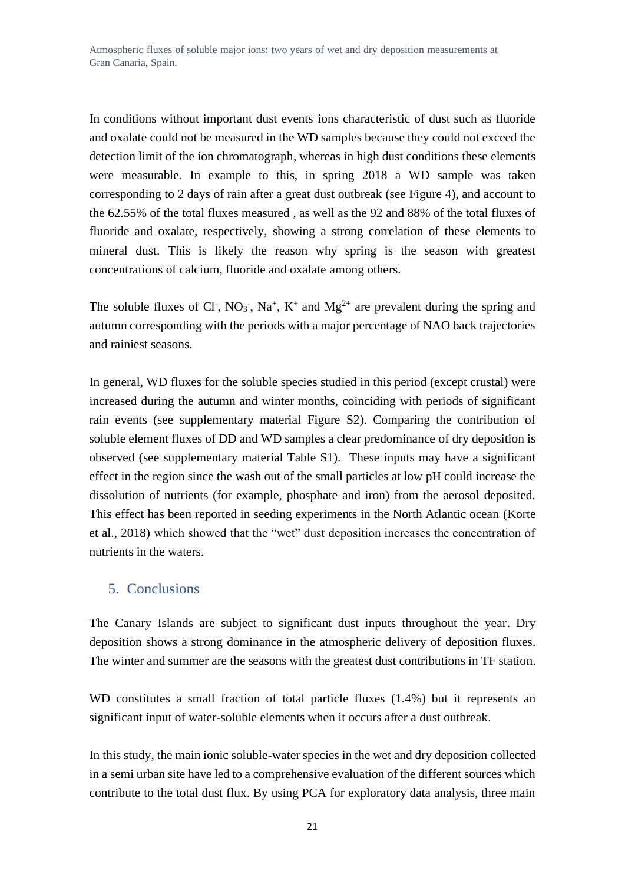In conditions without important dust events ions characteristic of dust such as fluoride and oxalate could not be measured in the WD samples because they could not exceed the detection limit of the ion chromatograph, whereas in high dust conditions these elements were measurable. In example to this, in spring 2018 a WD sample was taken corresponding to 2 days of rain after a great dust outbreak (see Figure 4), and account to the 62.55% of the total fluxes measured , as well as the 92 and 88% of the total fluxes of fluoride and oxalate, respectively, showing a strong correlation of these elements to mineral dust. This is likely the reason why spring is the season with greatest concentrations of calcium, fluoride and oxalate among others.

The soluble fluxes of $Cl^-$, $NO_3^-$, $Na^+$, $K^+$ and $Mg^{2+}$ are prevalent during the spring and autumn corresponding with the periods with a major percentage of NAO back trajectories and rainiest seasons.

In general, WD fluxes for the soluble species studied in this period (except crustal) were increased during the autumn and winter months, coinciding with periods of significant rain events (see supplementary material Figure S2). Comparing the contribution of soluble element fluxes of DD and WD samples a clear predominance of dry deposition is observed (see supplementary material Table S1). These inputs may have a significant effect in the region since the wash out of the small particles at low pH could increase the dissolution of nutrients (for example, phosphate and iron) from the aerosol deposited. This effect has been reported in seeding experiments in the North Atlantic ocean (Korte et al., 2018) which showed that the "wet" dust deposition increases the concentration of nutrients in the waters.

## 5. Conclusions

The Canary Islands are subject to significant dust inputs throughout the year. Dry deposition shows a strong dominance in the atmospheric delivery of deposition fluxes. The winter and summer are the seasons with the greatest dust contributions in TF station.

WD constitutes a small fraction of total particle fluxes (1.4%) but it represents an significant input of water-soluble elements when it occurs after a dust outbreak.

In this study, the main ionic soluble-water species in the wet and dry deposition collected in a semi urban site have led to a comprehensive evaluation of the different sources which contribute to the total dust flux. By using PCA for exploratory data analysis, three main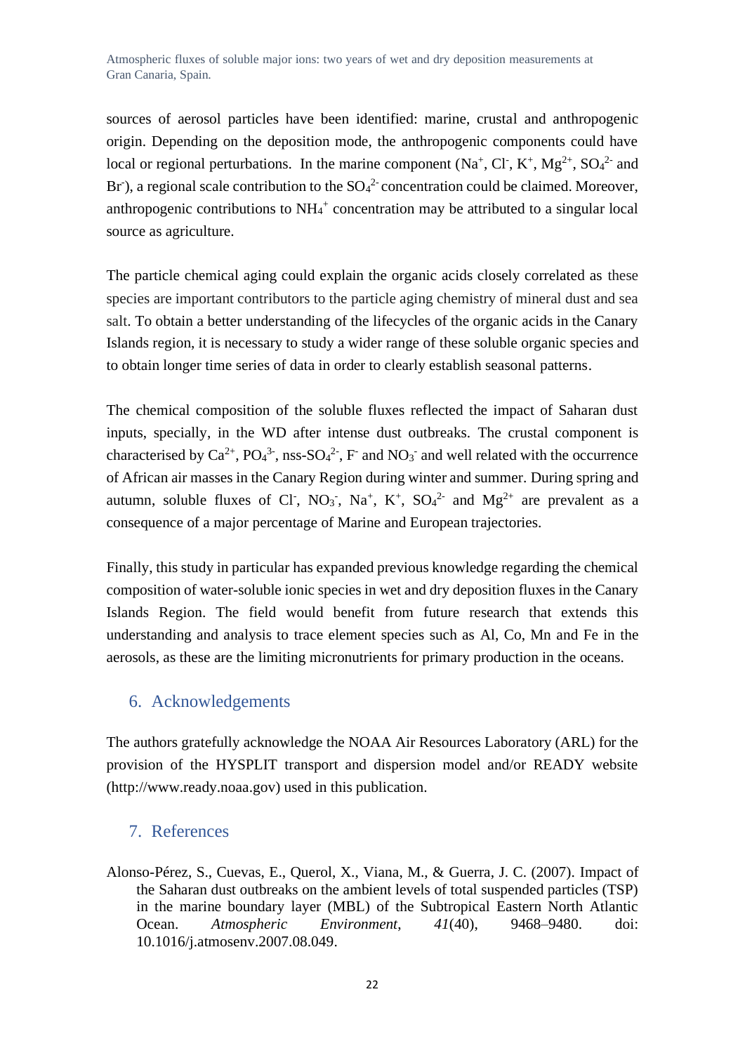sources of aerosol particles have been identified: marine, crustal and anthropogenic origin. Depending on the deposition mode, the anthropogenic components could have local or regional perturbations. In the marine component ($Na^+$, $Cl^-$, $K^+$, $Mg^{2+}$, $SO_4^{2-}$ and $Br^-$), a regional scale contribution to the $SO_4^{2-}$ concentration could be claimed. Moreover, anthropogenic contributions to $NH_4^+$ concentration may be attributed to a singular local source as agriculture.

The particle chemical aging could explain the organic acids closely correlated as these species are important contributors to the particle aging chemistry of mineral dust and sea salt. To obtain a better understanding of the lifecycles of the organic acids in the Canary Islands region, it is necessary to study a wider range of these soluble organic species and to obtain longer time series of data in order to clearly establish seasonal patterns.

The chemical composition of the soluble fluxes reflected the impact of Saharan dust inputs, specially, in the WD after intense dust outbreaks. The crustal component is characterised by $Ca^{2+}$, $PO_4^{3-}$, nss-$SO_4^{2-}$, $F^-$ and $NO_3^-$ and well related with the occurrence of African air masses in the Canary Region during winter and summer. During spring and autumn, soluble fluxes of $Cl^-$, $NO_3^-$, $Na^+$, $K^+$, $SO_4^{2-}$ and $Mg^{2+}$ are prevalent as a consequence of a major percentage of Marine and European trajectories.

Finally, this study in particular has expanded previous knowledge regarding the chemical composition of water-soluble ionic species in wet and dry deposition fluxes in the Canary Islands Region. The field would benefit from future research that extends this understanding and analysis to trace element species such as Al, Co, Mn and Fe in the aerosols, as these are the limiting micronutrients for primary production in the oceans.

## 6. Acknowledgements

The authors gratefully acknowledge the NOAA Air Resources Laboratory (ARL) for the provision of the HYSPLIT transport and dispersion model and/or READY website (http://www.ready.noaa.gov) used in this publication.

## 7. References

Alonso-Pérez, S., Cuevas, E., Querol, X., Viana, M., & Guerra, J. C. (2007). Impact of the Saharan dust outbreaks on the ambient levels of total suspended particles (TSP) in the marine boundary layer (MBL) of the Subtropical Eastern North Atlantic Ocean. *Atmospheric Environment*, *41*(40), 9468–9480. doi: 10.1016/j.atmosenv.2007.08.049.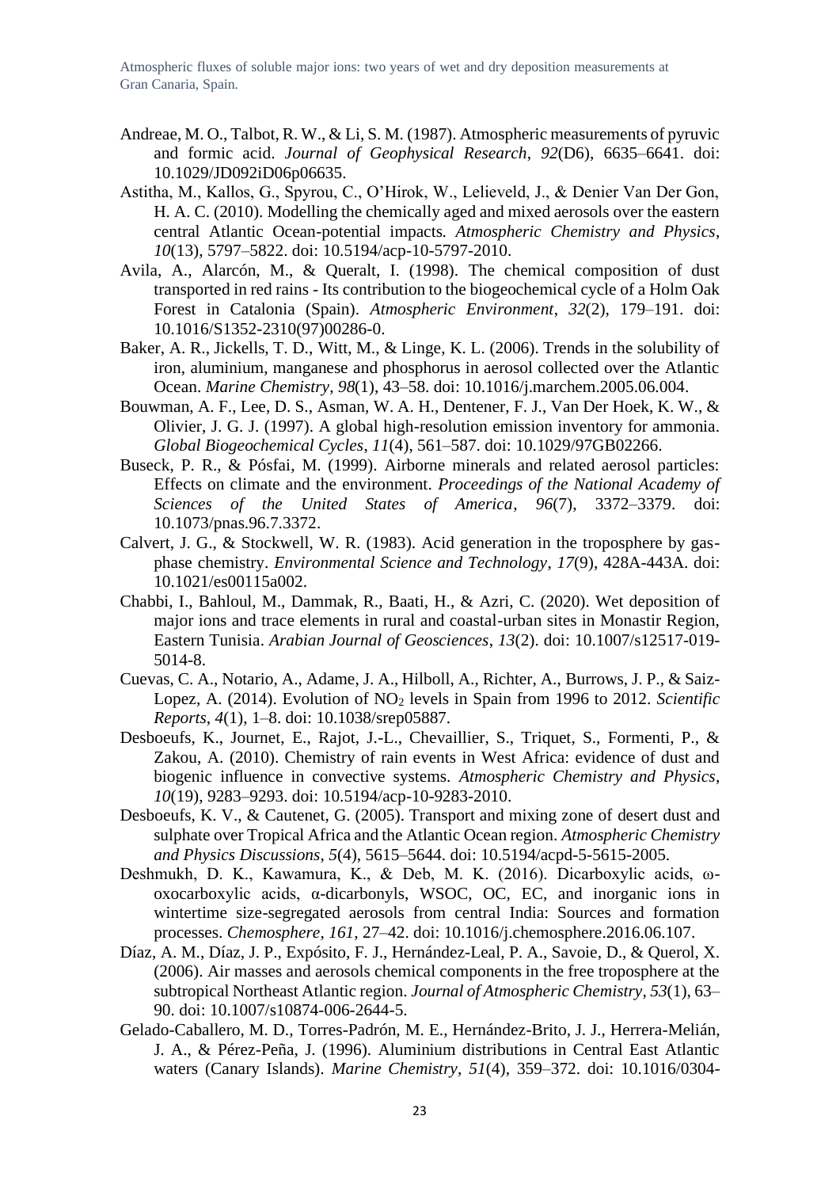Andreae, M. O., Talbot, R. W., & Li, S. M. (1987). Atmospheric measurements of pyruvic and formic acid. *Journal of Geophysical Research*, *92*(D6), 6635–6641. doi: 10.1029/JD092iD06p06635.

Astitha, M., Kallos, G., Spyrou, C., O'Hirok, W., Lelieveld, J., & Denier Van Der Gon, H. A. C. (2010). Modelling the chemically aged and mixed aerosols over the eastern central Atlantic Ocean-potential impacts. *Atmospheric Chemistry and Physics*, *10*(13), 5797–5822. doi: 10.5194/acp-10-5797-2010.

Avila, A., Alarcón, M., & Queralt, I. (1998). The chemical composition of dust transported in red rains - Its contribution to the biogeochemical cycle of a Holm Oak Forest in Catalonia (Spain). *Atmospheric Environment*, *32*(2), 179–191. doi: 10.1016/S1352-2310(97)00286-0.

Baker, A. R., Jickells, T. D., Witt, M., & Linge, K. L. (2006). Trends in the solubility of iron, aluminium, manganese and phosphorus in aerosol collected over the Atlantic Ocean. *Marine Chemistry*, *98*(1), 43–58. doi: 10.1016/j.marchem.2005.06.004.

Bouwman, A. F., Lee, D. S., Asman, W. A. H., Dentener, F. J., Van Der Hoek, K. W., & Olivier, J. G. J. (1997). A global high-resolution emission inventory for ammonia. *Global Biogeochemical Cycles*, *11*(4), 561–587. doi: 10.1029/97GB02266.

Buseck, P. R., & Pósfai, M. (1999). Airborne minerals and related aerosol particles: Effects on climate and the environment. *Proceedings of the National Academy of Sciences of the United States of America*, *96*(7), 3372–3379. doi: 10.1073/pnas.96.7.3372.

Calvert, J. G., & Stockwell, W. R. (1983). Acid generation in the troposphere by gas-phase chemistry. *Environmental Science and Technology*, *17*(9), 428A-443A. doi: 10.1021/es00115a002.

Chabbi, I., Bahloul, M., Dammak, R., Baati, H., & Azri, C. (2020). Wet deposition of major ions and trace elements in rural and coastal-urban sites in Monastir Region, Eastern Tunisia. *Arabian Journal of Geosciences*, *13*(2). doi: 10.1007/s12517-019-5014-8.

Cuevas, C. A., Notario, A., Adame, J. A., Hilboll, A., Richter, A., Burrows, J. P., & Saiz-Lopez, A. (2014). Evolution of $NO_2$ levels in Spain from 1996 to 2012. *Scientific Reports*, *4*(1), 1–8. doi: 10.1038/srep05887.

Desboeufs, K., Journet, E., Rajot, J.-L., Chevaillier, S., Triquet, S., Formenti, P., & Zakou, A. (2010). Chemistry of rain events in West Africa: evidence of dust and biogenic influence in convective systems. *Atmospheric Chemistry and Physics*, *10*(19), 9283–9293. doi: 10.5194/acp-10-9283-2010.

Desboeufs, K. V., & Cautenet, G. (2005). Transport and mixing zone of desert dust and sulphate over Tropical Africa and the Atlantic Ocean region. *Atmospheric Chemistry and Physics Discussions*, *5*(4), 5615–5644. doi: 10.5194/acpd-5-5615-2005.

Deshmukh, D. K., Kawamura, K., & Deb, M. K. (2016). Dicarboxylic acids, ω-oxocarboxylic acids, α-dicarbonyls, WSOC, OC, EC, and inorganic ions in wintertime size-segregated aerosols from central India: Sources and formation processes. *Chemosphere*, *161*, 27–42. doi: 10.1016/j.chemosphere.2016.06.107.

Díaz, A. M., Díaz, J. P., Expósito, F. J., Hernández-Leal, P. A., Savoie, D., & Querol, X. (2006). Air masses and aerosols chemical components in the free troposphere at the subtropical Northeast Atlantic region. *Journal of Atmospheric Chemistry*, *53*(1), 63–90. doi: 10.1007/s10874-006-2644-5.

Gelado-Caballero, M. D., Torres-Padrón, M. E., Hernández-Brito, J. J., Herrera-Melián, J. A., & Pérez-Peña, J. (1996). Aluminium distributions in Central East Atlantic waters (Canary Islands). *Marine Chemistry*, *51*(4), 359–372. doi: 10.1016/0304-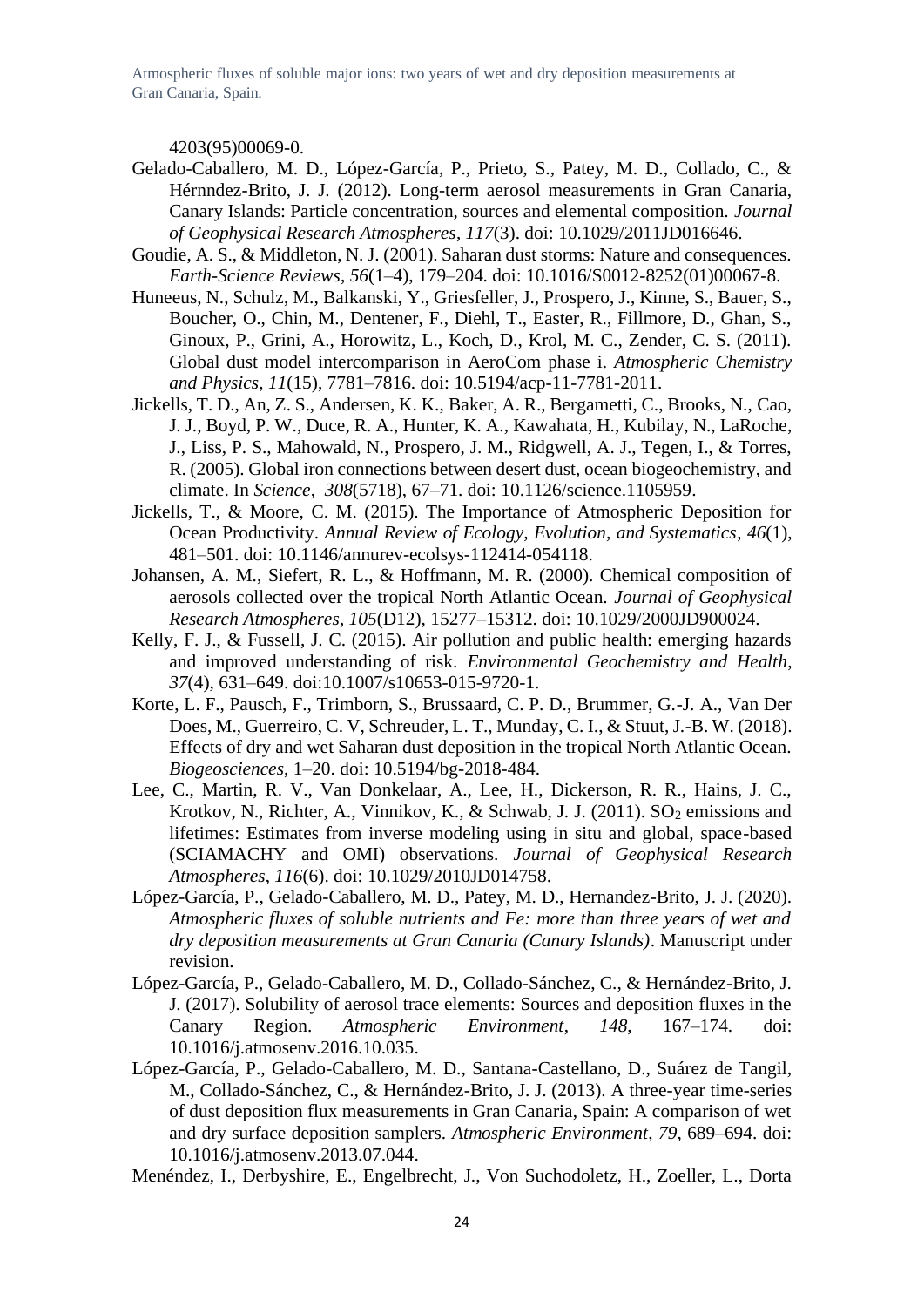4203(95)00069-0.

Gelado-Caballero, M. D., López-García, P., Prieto, S., Patey, M. D., Collado, C., & Hérnndez-Brito, J. J. (2012). Long-term aerosol measurements in Gran Canaria, Canary Islands: Particle concentration, sources and elemental composition. *Journal of Geophysical Research Atmospheres*, *117*(3). doi: 10.1029/2011JD016646.

Goudie, A. S., & Middleton, N. J. (2001). Saharan dust storms: Nature and consequences. *Earth-Science Reviews*, *56*(1–4), 179–204. doi: 10.1016/S0012-8252(01)00067-8.

Huneeus, N., Schulz, M., Balkanski, Y., Griesfeller, J., Prospero, J., Kinne, S., Bauer, S., Boucher, O., Chin, M., Dentener, F., Diehl, T., Easter, R., Fillmore, D., Ghan, S., Ginoux, P., Grini, A., Horowitz, L., Koch, D., Krol, M. C., Zender, C. S. (2011). Global dust model intercomparison in AeroCom phase i. *Atmospheric Chemistry and Physics*, *11*(15), 7781–7816. doi: 10.5194/acp-11-7781-2011.

Jickells, T. D., An, Z. S., Andersen, K. K., Baker, A. R., Bergametti, C., Brooks, N., Cao, J. J., Boyd, P. W., Duce, R. A., Hunter, K. A., Kawahata, H., Kubilay, N., LaRoche, J., Liss, P. S., Mahowald, N., Prospero, J. M., Ridgwell, A. J., Tegen, I., & Torres, R. (2005). Global iron connections between desert dust, ocean biogeochemistry, and climate. In *Science*, *308*(5718), 67–71. doi: 10.1126/science.1105959.

Jickells, T., & Moore, C. M. (2015). The Importance of Atmospheric Deposition for Ocean Productivity. *Annual Review of Ecology, Evolution, and Systematics*, *46*(1), 481–501. doi: 10.1146/annurev-ecolsys-112414-054118.

Johansen, A. M., Siefert, R. L., & Hoffmann, M. R. (2000). Chemical composition of aerosols collected over the tropical North Atlantic Ocean. *Journal of Geophysical Research Atmospheres*, *105*(D12), 15277–15312. doi: 10.1029/2000JD900024.

Kelly, F. J., & Fussell, J. C. (2015). Air pollution and public health: emerging hazards and improved understanding of risk. *Environmental Geochemistry and Health*, *37*(4), 631–649. doi:10.1007/s10653-015-9720-1.

Korte, L. F., Pausch, F., Trimborn, S., Brussaard, C. P. D., Brummer, G.-J. A., Van Der Does, M., Guerreiro, C. V, Schreuder, L. T., Munday, C. I., & Stuut, J.-B. W. (2018). Effects of dry and wet Saharan dust deposition in the tropical North Atlantic Ocean. *Biogeosciences*, 1–20. doi: 10.5194/bg-2018-484.

Lee, C., Martin, R. V., Van Donkelaar, A., Lee, H., Dickerson, R. R., Hains, J. C., Krotkov, N., Richter, A., Vinnikov, K., & Schwab, J. J. (2011). $SO_2$ emissions and lifetimes: Estimates from inverse modeling using in situ and global, space-based (SCIAMACHY and OMI) observations. *Journal of Geophysical Research Atmospheres*, *116*(6). doi: 10.1029/2010JD014758.

López-García, P., Gelado-Caballero, M. D., Patey, M. D., Hernandez-Brito, J. J. (2020). *Atmospheric fluxes of soluble nutrients and Fe: more than three years of wet and dry deposition measurements at Gran Canaria (Canary Islands)*. Manuscript under revision.

López-García, P., Gelado-Caballero, M. D., Collado-Sánchez, C., & Hernández-Brito, J. J. (2017). Solubility of aerosol trace elements: Sources and deposition fluxes in the Canary Region. *Atmospheric Environment*, *148*, 167–174. doi: 10.1016/j.atmosenv.2016.10.035.

López-García, P., Gelado-Caballero, M. D., Santana-Castellano, D., Suárez de Tangil, M., Collado-Sánchez, C., & Hernández-Brito, J. J. (2013). A three-year time-series of dust deposition flux measurements in Gran Canaria, Spain: A comparison of wet and dry surface deposition samplers. *Atmospheric Environment*, *79*, 689–694. doi: 10.1016/j.atmosenv.2013.07.044.

Menéndez, I., Derbyshire, E., Engelbrecht, J., Von Suchodoletz, H., Zoeller, L., Dorta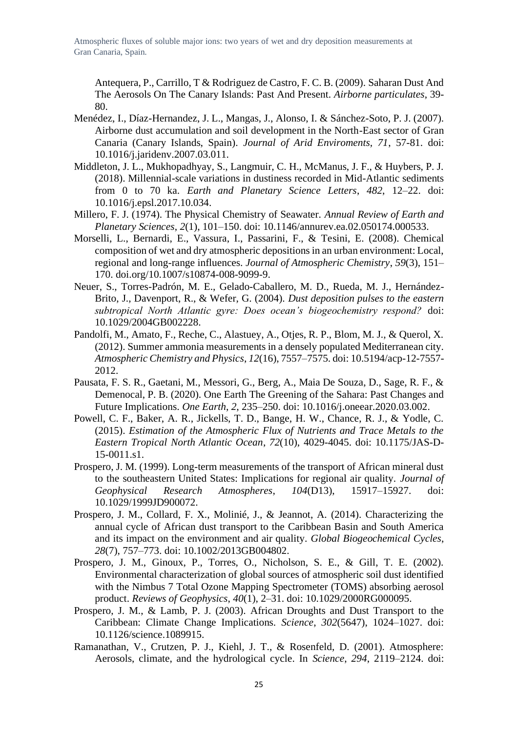Antequera, P., Carrillo, T & Rodriguez de Castro, F. C. B. (2009). Saharan Dust And The Aerosols On The Canary Islands: Past And Present. *Airborne particulates*, 39-80.

Menédez, I., Díaz-Hernandez, J. L., Mangas, J., Alonso, I. & Sánchez-Soto, P. J. (2007). Airborne dust accumulation and soil development in the North-East sector of Gran Canaria (Canary Islands, Spain). *Journal of Arid Enviroments*, *71*, 57-81. doi: 10.1016/j.jaridenv.2007.03.011.

Middleton, J. L., Mukhopadhyay, S., Langmuir, C. H., McManus, J. F., & Huybers, P. J. (2018). Millennial-scale variations in dustiness recorded in Mid-Atlantic sediments from 0 to 70 ka. *Earth and Planetary Science Letters*, *482*, 12–22. doi: 10.1016/j.epsl.2017.10.034.

Millero, F. J. (1974). The Physical Chemistry of Seawater. *Annual Review of Earth and Planetary Sciences*, *2*(1), 101–150. doi: 10.1146/annurev.ea.02.050174.000533.

Morselli, L., Bernardi, E., Vassura, I., Passarini, F., & Tesini, E. (2008). Chemical composition of wet and dry atmospheric depositions in an urban environment: Local, regional and long-range influences. *Journal of Atmospheric Chemistry*, *59*(3), 151–170. doi.org/10.1007/s10874-008-9099-9.

Neuer, S., Torres-Padrón, M. E., Gelado-Caballero, M. D., Rueda, M. J., Hernández-Brito, J., Davenport, R., & Wefer, G. (2004). *Dust deposition pulses to the eastern subtropical North Atlantic gyre: Does ocean's biogeochemistry respond?* doi: 10.1029/2004GB002228.

Pandolfi, M., Amato, F., Reche, C., Alastuey, A., Otjes, R. P., Blom, M. J., & Querol, X. (2012). Summer ammonia measurements in a densely populated Mediterranean city. *Atmospheric Chemistry and Physics*, *12*(16), 7557–7575. doi: 10.5194/acp-12-7557-2012.

Pausata, F. S. R., Gaetani, M., Messori, G., Berg, A., Maia De Souza, D., Sage, R. F., & Demenocal, P. B. (2020). One Earth The Greening of the Sahara: Past Changes and Future Implications. *One Earth*, *2*, 235–250. doi: 10.1016/j.oneear.2020.03.002.

Powell, C. F., Baker, A. R., Jickells, T. D., Bange, H. W., Chance, R. J., & Yodle, C. (2015). *Estimation of the Atmospheric Flux of Nutrients and Trace Metals to the Eastern Tropical North Atlantic Ocean*, *72*(10), 4029-4045. doi: 10.1175/JAS-D-15-0011.s1.

Prospero, J. M. (1999). Long-term measurements of the transport of African mineral dust to the southeastern United States: Implications for regional air quality. *Journal of Geophysical Research Atmospheres*, *104*(D13), 15917–15927. doi: 10.1029/1999JD900072.

Prospero, J. M., Collard, F. X., Molinié, J., & Jeannot, A. (2014). Characterizing the annual cycle of African dust transport to the Caribbean Basin and South America and its impact on the environment and air quality. *Global Biogeochemical Cycles*, *28*(7), 757–773. doi: 10.1002/2013GB004802.

Prospero, J. M., Ginoux, P., Torres, O., Nicholson, S. E., & Gill, T. E. (2002). Environmental characterization of global sources of atmospheric soil dust identified with the Nimbus 7 Total Ozone Mapping Spectrometer (TOMS) absorbing aerosol product. *Reviews of Geophysics*, *40*(1), 2–31. doi: 10.1029/2000RG000095.

Prospero, J. M., & Lamb, P. J. (2003). African Droughts and Dust Transport to the Caribbean: Climate Change Implications. *Science*, *302*(5647), 1024–1027. doi: 10.1126/science.1089915.

Ramanathan, V., Crutzen, P. J., Kiehl, J. T., & Rosenfeld, D. (2001). Atmosphere: Aerosols, climate, and the hydrological cycle. In *Science*, *294*, 2119–2124. doi: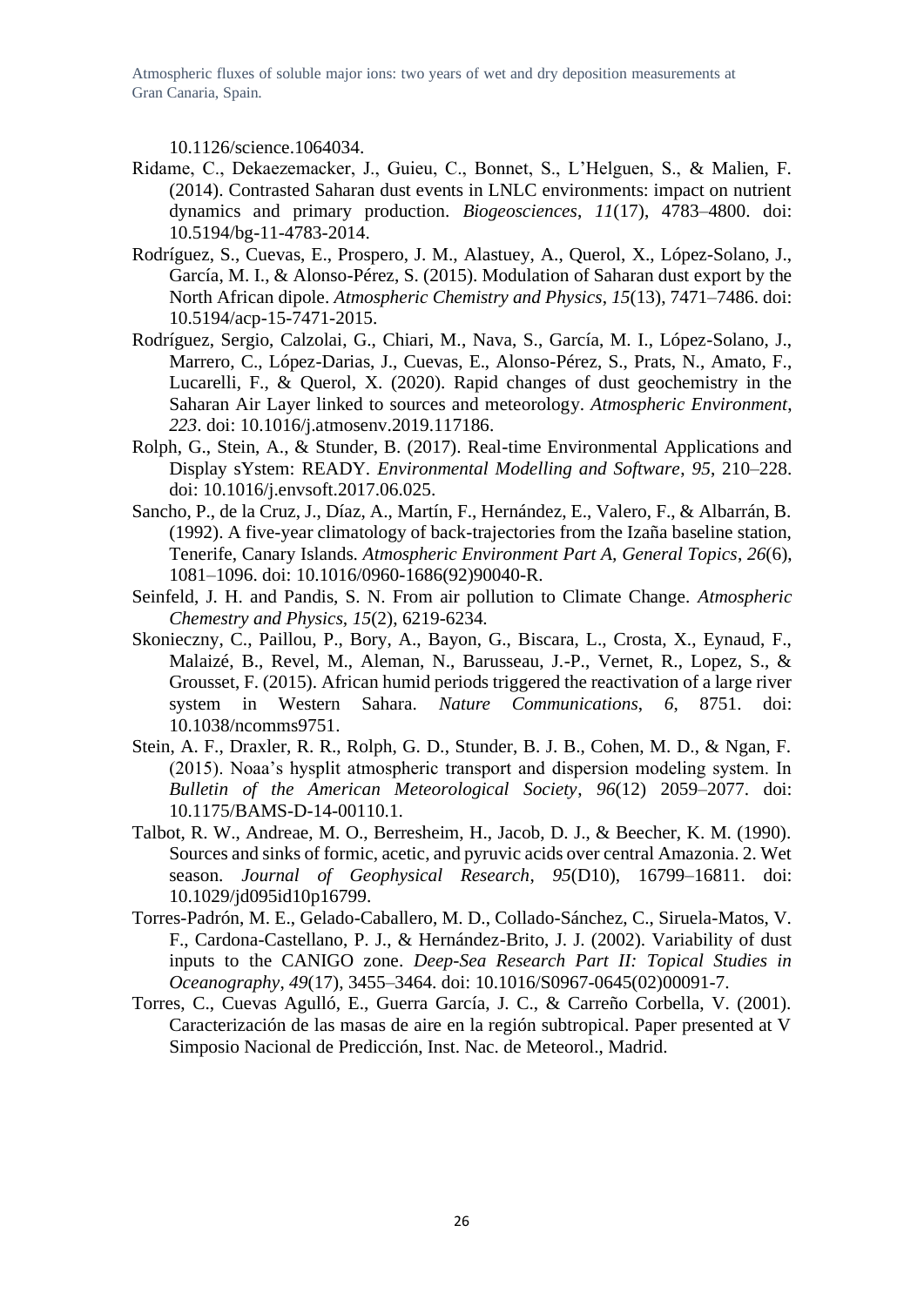10.1126/science.1064034.

Ridame, C., Dekaezemacker, J., Guieu, C., Bonnet, S., L'Helguen, S., & Malien, F. (2014). Contrasted Saharan dust events in LNLC environments: impact on nutrient dynamics and primary production. *Biogeosciences*, *11*(17), 4783–4800. doi: 10.5194/bg-11-4783-2014.

Rodríguez, S., Cuevas, E., Prospero, J. M., Alastuey, A., Querol, X., López-Solano, J., García, M. I., & Alonso-Pérez, S. (2015). Modulation of Saharan dust export by the North African dipole. *Atmospheric Chemistry and Physics*, *15*(13), 7471–7486. doi: 10.5194/acp-15-7471-2015.

Rodríguez, Sergio, Calzolai, G., Chiari, M., Nava, S., García, M. I., López-Solano, J., Marrero, C., López-Darias, J., Cuevas, E., Alonso-Pérez, S., Prats, N., Amato, F., Lucarelli, F., & Querol, X. (2020). Rapid changes of dust geochemistry in the Saharan Air Layer linked to sources and meteorology. *Atmospheric Environment*, *223*. doi: 10.1016/j.atmosenv.2019.117186.

Rolph, G., Stein, A., & Stunder, B. (2017). Real-time Environmental Applications and Display sYstem: READY. *Environmental Modelling and Software*, *95*, 210–228. doi: 10.1016/j.envsoft.2017.06.025.

Sancho, P., de la Cruz, J., Díaz, A., Martín, F., Hernández, E., Valero, F., & Albarrán, B. (1992). A five-year climatology of back-trajectories from the Izaña baseline station, Tenerife, Canary Islands. *Atmospheric Environment Part A, General Topics*, *26*(6), 1081–1096. doi: 10.1016/0960-1686(92)90040-R.

Seinfeld, J. H. and Pandis, S. N. From air pollution to Climate Change. *Atmospheric Chemestry and Physics*, *15*(2), 6219-6234.

Skonieczny, C., Paillou, P., Bory, A., Bayon, G., Biscara, L., Crosta, X., Eynaud, F., Malaizé, B., Revel, M., Aleman, N., Barusseau, J.-P., Vernet, R., Lopez, S., & Grousset, F. (2015). African humid periods triggered the reactivation of a large river system in Western Sahara. *Nature Communications*, *6*, 8751. doi: 10.1038/ncomms9751.

Stein, A. F., Draxler, R. R., Rolph, G. D., Stunder, B. J. B., Cohen, M. D., & Ngan, F. (2015). Noaa's hysplit atmospheric transport and dispersion modeling system. In *Bulletin of the American Meteorological Society*, *96*(12) 2059–2077. doi: 10.1175/BAMS-D-14-00110.1.

Talbot, R. W., Andreae, M. O., Berresheim, H., Jacob, D. J., & Beecher, K. M. (1990). Sources and sinks of formic, acetic, and pyruvic acids over central Amazonia. 2. Wet season. *Journal of Geophysical Research*, *95*(D10), 16799–16811. doi: 10.1029/jd095id10p16799.

Torres-Padrón, M. E., Gelado-Caballero, M. D., Collado-Sánchez, C., Siruela-Matos, V. F., Cardona-Castellano, P. J., & Hernández-Brito, J. J. (2002). Variability of dust inputs to the CANIGO zone. *Deep-Sea Research Part II: Topical Studies in Oceanography*, *49*(17), 3455–3464. doi: 10.1016/S0967-0645(02)00091-7.

Torres, C., Cuevas Agulló, E., Guerra García, J. C., & Carreño Corbella, V. (2001). Caracterización de las masas de aire en la región subtropical. Paper presented at V Simposio Nacional de Predicción, Inst. Nac. de Meteorol., Madrid.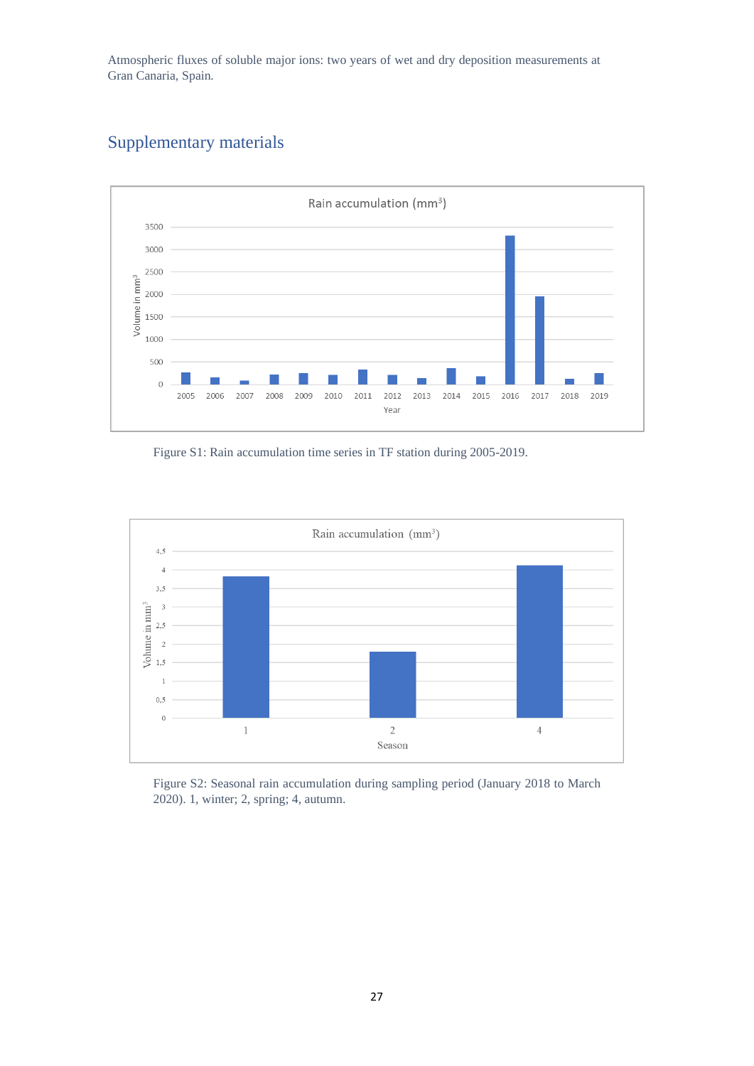## Supplementary materials

Figure S1: Rain accumulation time series in TF station during 2005-2019.

Figure S2: Seasonal rain accumulation during sampling period (January 2018 to March 2020). 1, winter; 2, spring; 4, autumn.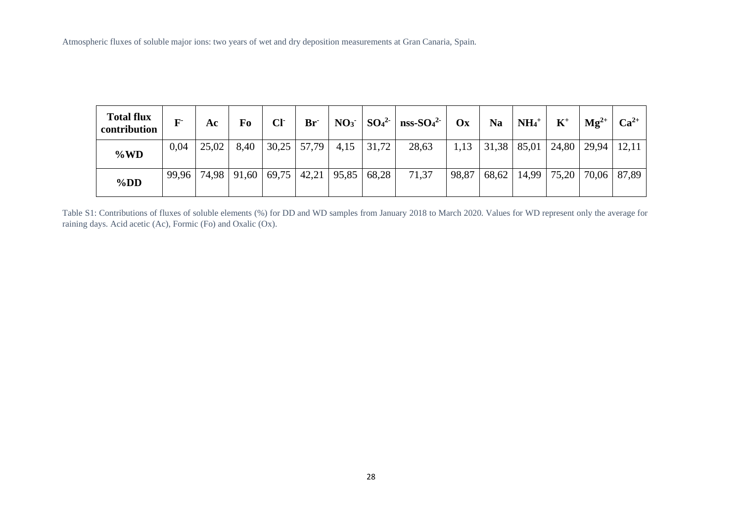| Total flux contribution | $F^-$ | Ac | Fo | $Cl^-$ | $Br^-$ | $NO_3^-$ | $SO_4^{2-}$ | nss-$SO_4^{2-}$ | Ox | Na | $NH_4^+$ | $K^+$ | $Mg^{2+}$ | $Ca^{2+}$ |
|---|---|---|---|---|---|---|---|---|---|---|---|---|---|---|
| %WD | 0,04 | 25,02 | 8,40 | 30,25 | 57,79 | 4,15 | 31,72 | 28,63 | 1,13 | 31,38 | 85,01 | 24,80 | 29,94 | 12,11 |
| %DD | 99,96 | 74,98 | 91,60 | 69,75 | 42,21 | 95,85 | 68,28 | 71,37 | 98,87 | 68,62 | 14,99 | 75,20 | 70,06 | 87,89 |

Table S1: Contributions of fluxes of soluble elements (%) for DD and WD samples from January 2018 to March 2020. Values for WD represent only the average for raining days. Acid acetic (Ac), Formic (Fo) and Oxalic (Ox).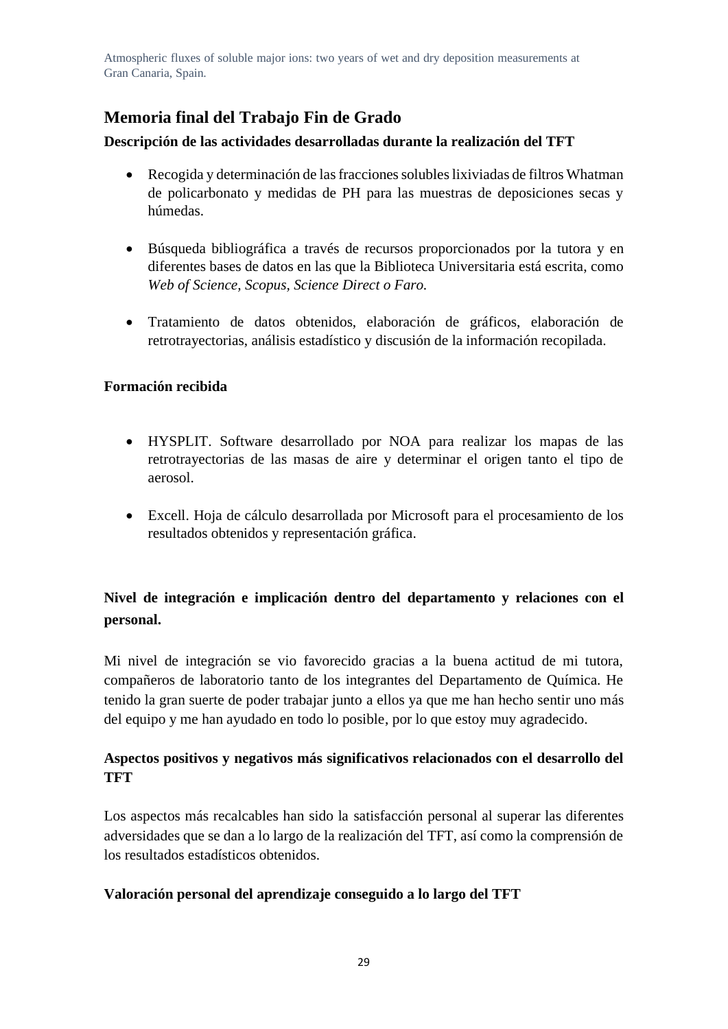## Memoria final del Trabajo Fin de Grado

**Descripción de las actividades desarrolladas durante la realización del TFT**

- Recogida y determinación de las fracciones solubles lixiviadas de filtros Whatman de policarbonato y medidas de PH para las muestras de deposiciones secas y húmedas.

- Búsqueda bibliográfica a través de recursos proporcionados por la tutora y en diferentes bases de datos en las que la Biblioteca Universitaria está escrita, como *Web of Science, Scopus, Science Direct o Faro.*

- Tratamiento de datos obtenidos, elaboración de gráficos, elaboración de retrotrayectorias, análisis estadístico y discusión de la información recopilada.

**Formación recibida**

- HYSPLIT. Software desarrollado por NOA para realizar los mapas de las retrotrayectorias de las masas de aire y determinar el origen tanto el tipo de aerosol.

- Excell. Hoja de cálculo desarrollada por Microsoft para el procesamiento de los resultados obtenidos y representación gráfica.

**Nivel de integración e implicación dentro del departamento y relaciones con el personal.**

Mi nivel de integración se vio favorecido gracias a la buena actitud de mi tutora, compañeros de laboratorio tanto de los integrantes del Departamento de Química. He tenido la gran suerte de poder trabajar junto a ellos ya que me han hecho sentir uno más del equipo y me han ayudado en todo lo posible, por lo que estoy muy agradecido.

**Aspectos positivos y negativos más significativos relacionados con el desarrollo del TFT**

Los aspectos más recalcables han sido la satisfacción personal al superar las diferentes adversidades que se dan a lo largo de la realización del TFT, así como la comprensión de los resultados estadísticos obtenidos.

**Valoración personal del aprendizaje conseguido a lo largo del TFT**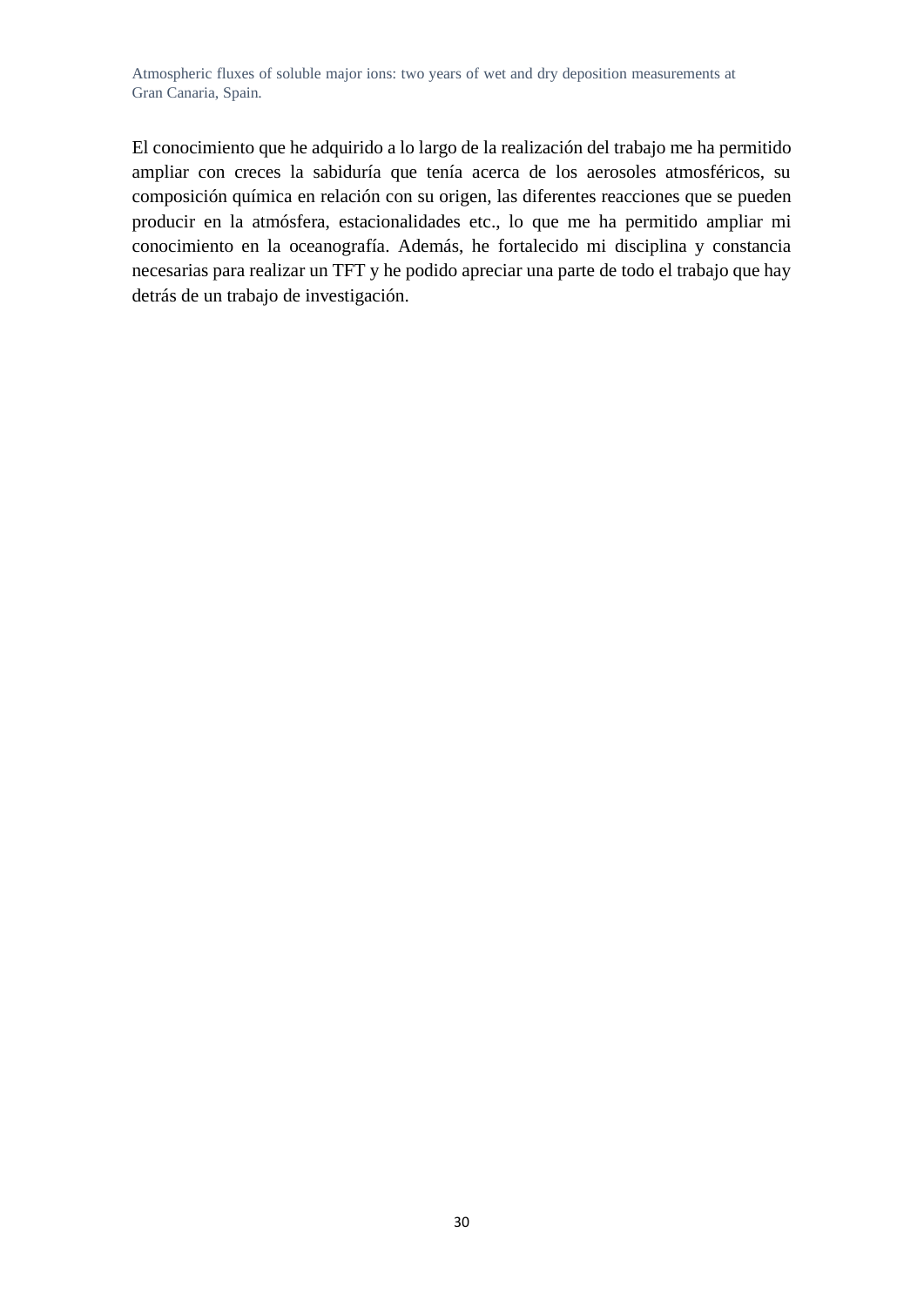El conocimiento que he adquirido a lo largo de la realización del trabajo me ha permitido ampliar con creces la sabiduría que tenía acerca de los aerosoles atmosféricos, su composición química en relación con su origen, las diferentes reacciones que se pueden producir en la atmósfera, estacionalidades etc., lo que me ha permitido ampliar mi conocimiento en la oceanografía. Además, he fortalecido mi disciplina y constancia necesarias para realizar un TFT y he podido apreciar una parte de todo el trabajo que hay detrás de un trabajo de investigación.